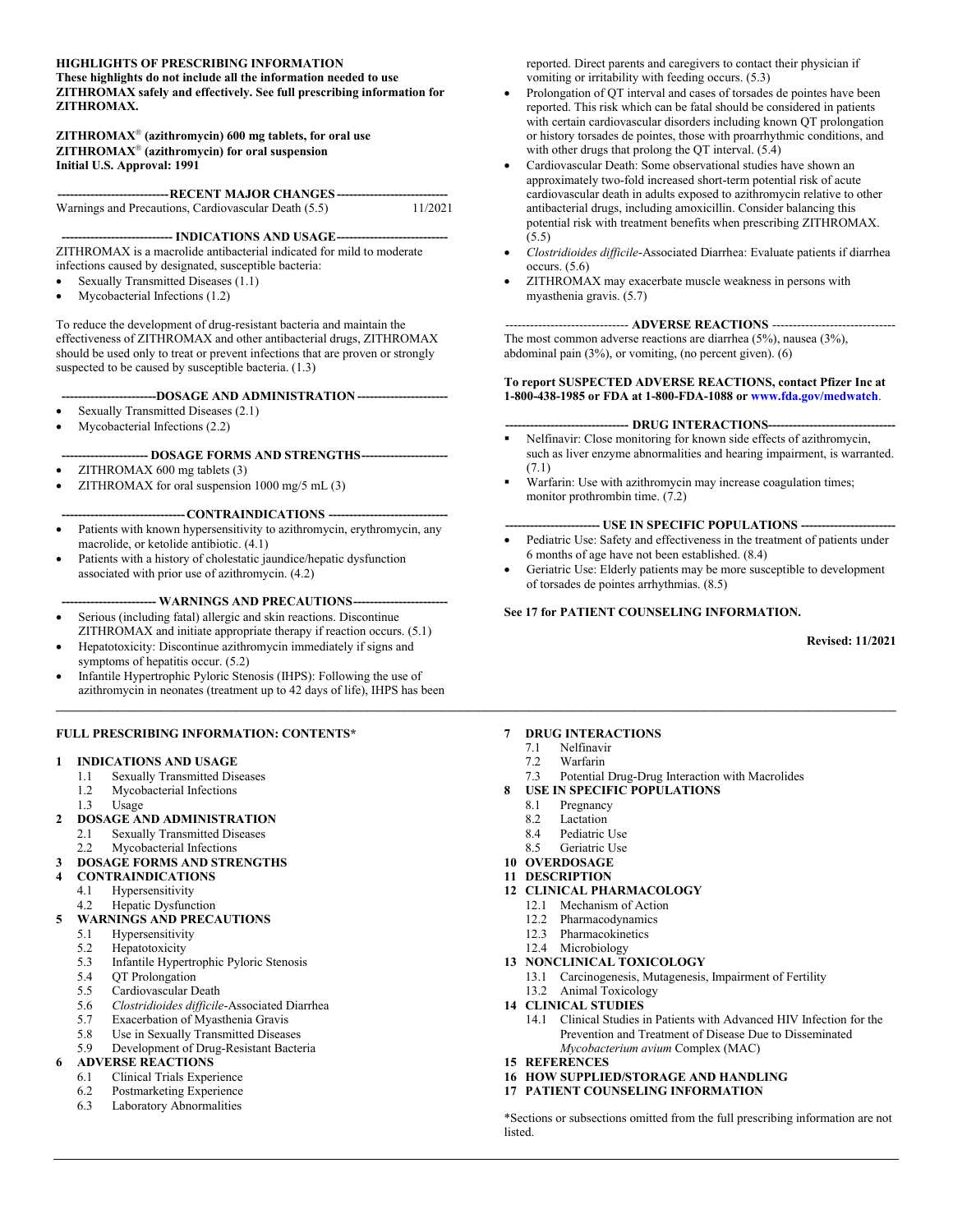## HIGHLIGHTS OF PRESCRIBING INFORMATION

**These highlights do not include all the information needed to use ZITHROMAX safely and effectively. See full prescribing information for ZITHROMAX.**

**ZITHROMAX® (azithromycin) 600 mg tablets, for oral use**
**ZITHROMAX® (azithromycin) for oral suspension**
**Initial U.S. Approval: 1991**

### RECENT MAJOR CHANGES

Warnings and Precautions, Cardiovascular Death (5.5) 11/2021

### INDICATIONS AND USAGE

ZITHROMAX is a macrolide antibacterial indicated for mild to moderate infections caused by designated, susceptible bacteria:

- Sexually Transmitted Diseases (1.1)
- Mycobacterial Infections (1.2)

To reduce the development of drug-resistant bacteria and maintain the effectiveness of ZITHROMAX and other antibacterial drugs, ZITHROMAX should be used only to treat or prevent infections that are proven or strongly suspected to be caused by susceptible bacteria. (1.3)

### DOSAGE AND ADMINISTRATION

- Sexually Transmitted Diseases (2.1)
- Mycobacterial Infections (2.2)

### DOSAGE FORMS AND STRENGTHS

- ZITHROMAX 600 mg tablets (3)
- ZITHROMAX for oral suspension 1000 mg/5 mL (3)

### CONTRAINDICATIONS

- Patients with known hypersensitivity to azithromycin, erythromycin, any macrolide, or ketolide antibiotic. (4.1)
- Patients with a history of cholestatic jaundice/hepatic dysfunction associated with prior use of azithromycin. (4.2)

### WARNINGS AND PRECAUTIONS

- Serious (including fatal) allergic and skin reactions. Discontinue ZITHROMAX and initiate appropriate therapy if reaction occurs. (5.1)
- Hepatotoxicity: Discontinue azithromycin immediately if signs and symptoms of hepatitis occur. (5.2)
- Infantile Hypertrophic Pyloric Stenosis (IHPS): Following the use of azithromycin in neonates (treatment up to 42 days of life), IHPS has been reported. Direct parents and caregivers to contact their physician if vomiting or irritability with feeding occurs. (5.3)
- Prolongation of QT interval and cases of torsades de pointes have been reported. This risk which can be fatal should be considered in patients with certain cardiovascular disorders including known QT prolongation or history torsades de pointes, those with proarrhythmic conditions, and with other drugs that prolong the QT interval. (5.4)
- Cardiovascular Death: Some observational studies have shown an approximately two-fold increased short-term potential risk of acute cardiovascular death in adults exposed to azithromycin relative to other antibacterial drugs, including amoxicillin. Consider balancing this potential risk with treatment benefits when prescribing ZITHROMAX. (5.5)
- *Clostridioides difficile*-Associated Diarrhea: Evaluate patients if diarrhea occurs. (5.6)
- ZITHROMAX may exacerbate muscle weakness in persons with myasthenia gravis. (5.7)

### ADVERSE REACTIONS

The most common adverse reactions are diarrhea (5%), nausea (3%), abdominal pain (3%), or vomiting, (no percent given). (6)

**To report SUSPECTED ADVERSE REACTIONS, contact Pfizer Inc at 1-800-438-1985 or FDA at 1-800-FDA-1088 or www.fda.gov/medwatch.**

### DRUG INTERACTIONS

- Nelfinavir: Close monitoring for known side effects of azithromycin, such as liver enzyme abnormalities and hearing impairment, is warranted. (7.1)
- Warfarin: Use with azithromycin may increase coagulation times; monitor prothrombin time. (7.2)

### USE IN SPECIFIC POPULATIONS

- Pediatric Use: Safety and effectiveness in the treatment of patients under 6 months of age have not been established. (8.4)
- Geriatric Use: Elderly patients may be more susceptible to development of torsades de pointes arrhythmias. (8.5)

**See 17 for PATIENT COUNSELING INFORMATION.**

**Revised: 11/2021**

---

## FULL PRESCRIBING INFORMATION: CONTENTS*

**1 INDICATIONS AND USAGE**
- 1.1 Sexually Transmitted Diseases
- 1.2 Mycobacterial Infections
- 1.3 Usage

**2 DOSAGE AND ADMINISTRATION**
- 2.1 Sexually Transmitted Diseases
- 2.2 Mycobacterial Infections

**3 DOSAGE FORMS AND STRENGTHS**

**4 CONTRAINDICATIONS**
- 4.1 Hypersensitivity
- 4.2 Hepatic Dysfunction

**5 WARNINGS AND PRECAUTIONS**
- 5.1 Hypersensitivity
- 5.2 Hepatotoxicity
- 5.3 Infantile Hypertrophic Pyloric Stenosis
- 5.4 QT Prolongation
- 5.5 Cardiovascular Death
- 5.6 *Clostridioides difficile*-Associated Diarrhea
- 5.7 Exacerbation of Myasthenia Gravis
- 5.8 Use in Sexually Transmitted Diseases
- 5.9 Development of Drug-Resistant Bacteria

**6 ADVERSE REACTIONS**
- 6.1 Clinical Trials Experience
- 6.2 Postmarketing Experience
- 6.3 Laboratory Abnormalities

**7 DRUG INTERACTIONS**
- 7.1 Nelfinavir
- 7.2 Warfarin
- 7.3 Potential Drug-Drug Interaction with Macrolides

**8 USE IN SPECIFIC POPULATIONS**
- 8.1 Pregnancy
- 8.2 Lactation
- 8.4 Pediatric Use
- 8.5 Geriatric Use

**10 OVERDOSAGE**

**11 DESCRIPTION**

**12 CLINICAL PHARMACOLOGY**
- 12.1 Mechanism of Action
- 12.2 Pharmacodynamics
- 12.3 Pharmacokinetics
- 12.4 Microbiology

**13 NONCLINICAL TOXICOLOGY**
- 13.1 Carcinogenesis, Mutagenesis, Impairment of Fertility
- 13.2 Animal Toxicology

**14 CLINICAL STUDIES**
- 14.1 Clinical Studies in Patients with Advanced HIV Infection for the Prevention and Treatment of Disease Due to Disseminated *Mycobacterium avium* Complex (MAC)

**15 REFERENCES**

**16 HOW SUPPLIED/STORAGE AND HANDLING**

**17 PATIENT COUNSELING INFORMATION**

*Sections or subsections omitted from the full prescribing information are not listed.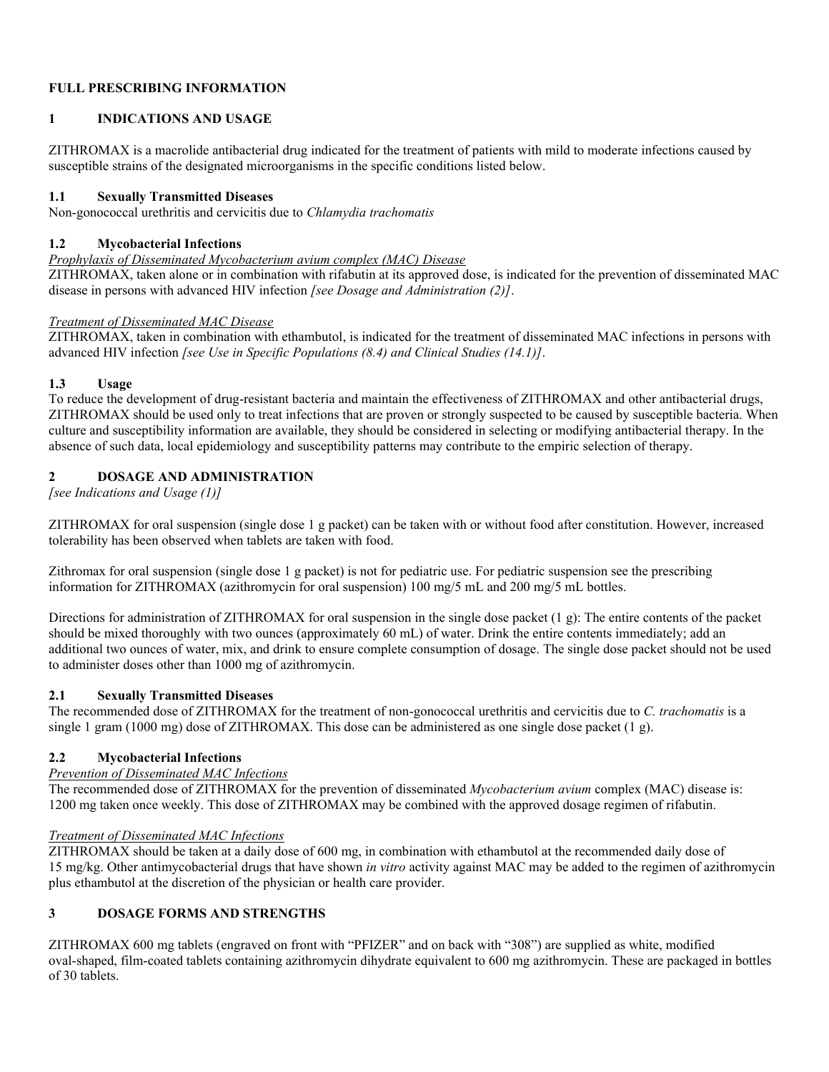# FULL PRESCRIBING INFORMATION

## 1 INDICATIONS AND USAGE

ZITHROMAX is a macrolide antibacterial drug indicated for the treatment of patients with mild to moderate infections caused by susceptible strains of the designated microorganisms in the specific conditions listed below.

### 1.1 Sexually Transmitted Diseases

Non-gonococcal urethritis and cervicitis due to *Chlamydia trachomatis*

### 1.2 Mycobacterial Infections

<u>*Prophylaxis of Disseminated Mycobacterium avium complex (MAC) Disease*</u>

ZITHROMAX, taken alone or in combination with rifabutin at its approved dose, is indicated for the prevention of disseminated MAC disease in persons with advanced HIV infection *[see Dosage and Administration (2)]*.

<u>*Treatment of Disseminated MAC Disease*</u>

ZITHROMAX, taken in combination with ethambutol, is indicated for the treatment of disseminated MAC infections in persons with advanced HIV infection *[see Use in Specific Populations (8.4) and Clinical Studies (14.1)]*.

### 1.3 Usage

To reduce the development of drug-resistant bacteria and maintain the effectiveness of ZITHROMAX and other antibacterial drugs, ZITHROMAX should be used only to treat infections that are proven or strongly suspected to be caused by susceptible bacteria. When culture and susceptibility information are available, they should be considered in selecting or modifying antibacterial therapy. In the absence of such data, local epidemiology and susceptibility patterns may contribute to the empiric selection of therapy.

## 2 DOSAGE AND ADMINISTRATION

*[see Indications and Usage (1)]*

ZITHROMAX for oral suspension (single dose 1 g packet) can be taken with or without food after constitution. However, increased tolerability has been observed when tablets are taken with food.

Zithromax for oral suspension (single dose 1 g packet) is not for pediatric use. For pediatric suspension see the prescribing information for ZITHROMAX (azithromycin for oral suspension) 100 mg/5 mL and 200 mg/5 mL bottles.

Directions for administration of ZITHROMAX for oral suspension in the single dose packet (1 g): The entire contents of the packet should be mixed thoroughly with two ounces (approximately 60 mL) of water. Drink the entire contents immediately; add an additional two ounces of water, mix, and drink to ensure complete consumption of dosage. The single dose packet should not be used to administer doses other than 1000 mg of azithromycin.

### 2.1 Sexually Transmitted Diseases

The recommended dose of ZITHROMAX for the treatment of non-gonococcal urethritis and cervicitis due to *C. trachomatis* is a single 1 gram (1000 mg) dose of ZITHROMAX. This dose can be administered as one single dose packet (1 g).

### 2.2 Mycobacterial Infections

<u>*Prevention of Disseminated MAC Infections*</u>

The recommended dose of ZITHROMAX for the prevention of disseminated *Mycobacterium avium* complex (MAC) disease is: 1200 mg taken once weekly. This dose of ZITHROMAX may be combined with the approved dosage regimen of rifabutin.

<u>*Treatment of Disseminated MAC Infections*</u>

ZITHROMAX should be taken at a daily dose of 600 mg, in combination with ethambutol at the recommended daily dose of 15 mg/kg. Other antimycobacterial drugs that have shown *in vitro* activity against MAC may be added to the regimen of azithromycin plus ethambutol at the discretion of the physician or health care provider.

## 3 DOSAGE FORMS AND STRENGTHS

ZITHROMAX 600 mg tablets (engraved on front with "PFIZER" and on back with "308") are supplied as white, modified oval-shaped, film-coated tablets containing azithromycin dihydrate equivalent to 600 mg azithromycin. These are packaged in bottles of 30 tablets.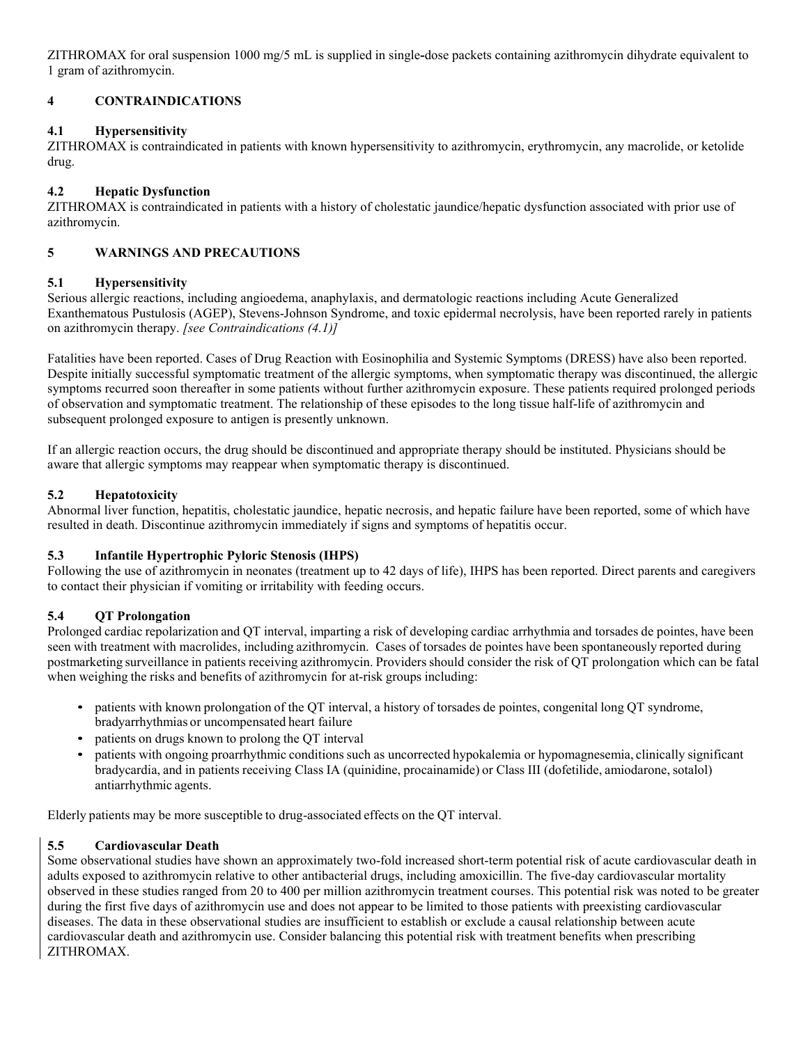ZITHROMAX for oral suspension 1000 mg/5 mL is supplied in single-dose packets containing azithromycin dihydrate equivalent to 1 gram of azithromycin.

## 4 CONTRAINDICATIONS

### 4.1 Hypersensitivity

ZITHROMAX is contraindicated in patients with known hypersensitivity to azithromycin, erythromycin, any macrolide, or ketolide drug.

### 4.2 Hepatic Dysfunction

ZITHROMAX is contraindicated in patients with a history of cholestatic jaundice/hepatic dysfunction associated with prior use of azithromycin.

## 5 WARNINGS AND PRECAUTIONS

### 5.1 Hypersensitivity

Serious allergic reactions, including angioedema, anaphylaxis, and dermatologic reactions including Acute Generalized Exanthematous Pustulosis (AGEP), Stevens-Johnson Syndrome, and toxic epidermal necrolysis, have been reported rarely in patients on azithromycin therapy. *[see Contraindications (4.1)]*

Fatalities have been reported. Cases of Drug Reaction with Eosinophilia and Systemic Symptoms (DRESS) have also been reported. Despite initially successful symptomatic treatment of the allergic symptoms, when symptomatic therapy was discontinued, the allergic symptoms recurred soon thereafter in some patients without further azithromycin exposure. These patients required prolonged periods of observation and symptomatic treatment. The relationship of these episodes to the long tissue half-life of azithromycin and subsequent prolonged exposure to antigen is presently unknown.

If an allergic reaction occurs, the drug should be discontinued and appropriate therapy should be instituted. Physicians should be aware that allergic symptoms may reappear when symptomatic therapy is discontinued.

### 5.2 Hepatotoxicity

Abnormal liver function, hepatitis, cholestatic jaundice, hepatic necrosis, and hepatic failure have been reported, some of which have resulted in death. Discontinue azithromycin immediately if signs and symptoms of hepatitis occur.

### 5.3 Infantile Hypertrophic Pyloric Stenosis (IHPS)

Following the use of azithromycin in neonates (treatment up to 42 days of life), IHPS has been reported. Direct parents and caregivers to contact their physician if vomiting or irritability with feeding occurs.

### 5.4 QT Prolongation

Prolonged cardiac repolarization and QT interval, imparting a risk of developing cardiac arrhythmia and torsades de pointes, have been seen with treatment with macrolides, including azithromycin. Cases of torsades de pointes have been spontaneously reported during postmarketing surveillance in patients receiving azithromycin. Providers should consider the risk of QT prolongation which can be fatal when weighing the risks and benefits of azithromycin for at-risk groups including:

- patients with known prolongation of the QT interval, a history of torsades de pointes, congenital long QT syndrome, bradyarrhythmias or uncompensated heart failure
- patients on drugs known to prolong the QT interval
- patients with ongoing proarrhythmic conditions such as uncorrected hypokalemia or hypomagnesemia, clinically significant bradycardia, and in patients receiving Class IA (quinidine, procainamide) or Class III (dofetilide, amiodarone, sotalol) antiarrhythmic agents.

Elderly patients may be more susceptible to drug-associated effects on the QT interval.

### 5.5 Cardiovascular Death

Some observational studies have shown an approximately two-fold increased short-term potential risk of acute cardiovascular death in adults exposed to azithromycin relative to other antibacterial drugs, including amoxicillin. The five-day cardiovascular mortality observed in these studies ranged from 20 to 400 per million azithromycin treatment courses. This potential risk was noted to be greater during the first five days of azithromycin use and does not appear to be limited to those patients with preexisting cardiovascular diseases. The data in these observational studies are insufficient to establish or exclude a causal relationship between acute cardiovascular death and azithromycin use. Consider balancing this potential risk with treatment benefits when prescribing ZITHROMAX.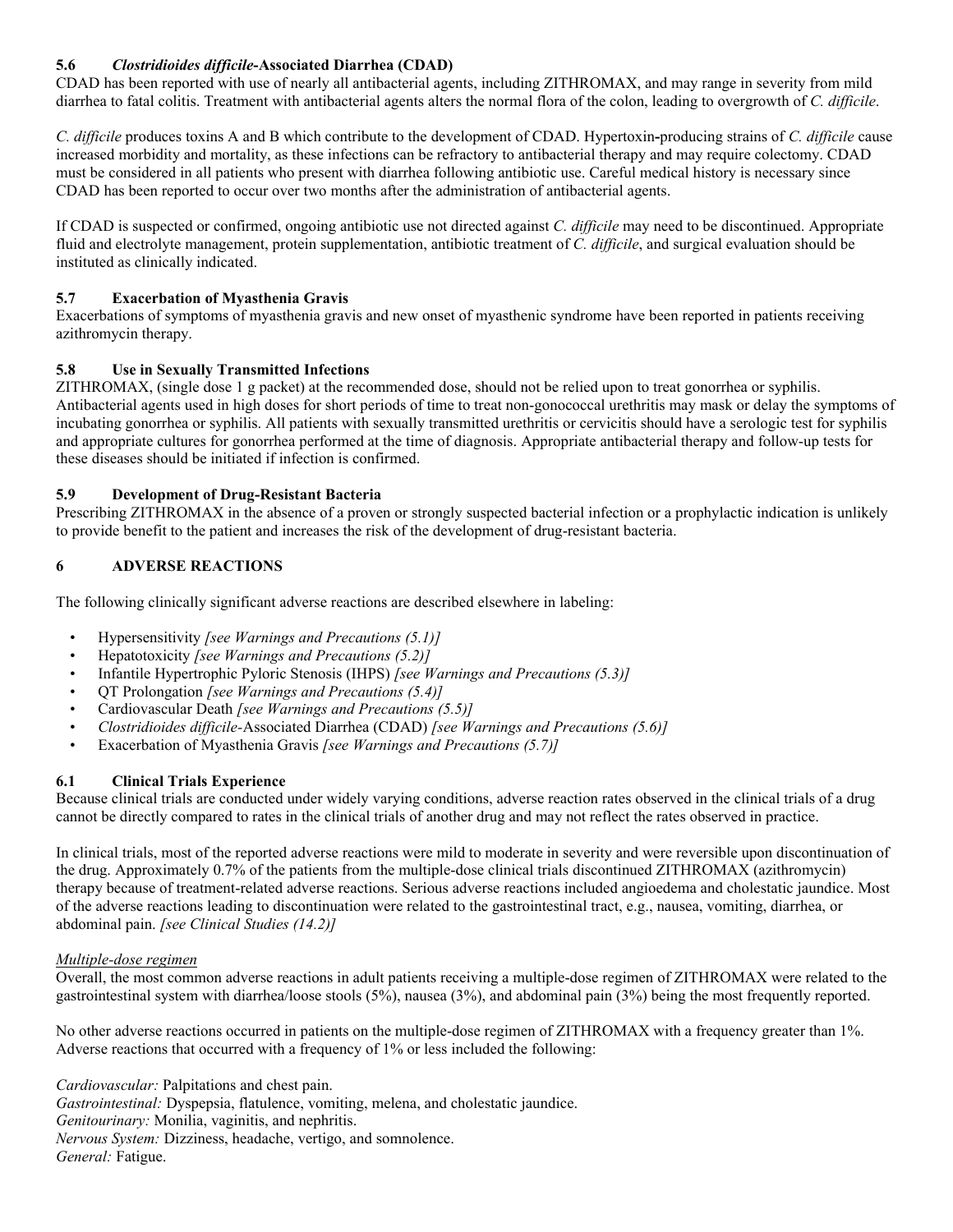### 5.6 *Clostridioides difficile*-Associated Diarrhea (CDAD)

CDAD has been reported with use of nearly all antibacterial agents, including ZITHROMAX, and may range in severity from mild diarrhea to fatal colitis. Treatment with antibacterial agents alters the normal flora of the colon, leading to overgrowth of *C. difficile*.

*C. difficile* produces toxins A and B which contribute to the development of CDAD. Hypertoxin-producing strains of *C. difficile* cause increased morbidity and mortality, as these infections can be refractory to antibacterial therapy and may require colectomy. CDAD must be considered in all patients who present with diarrhea following antibiotic use. Careful medical history is necessary since CDAD has been reported to occur over two months after the administration of antibacterial agents.

If CDAD is suspected or confirmed, ongoing antibiotic use not directed against *C. difficile* may need to be discontinued. Appropriate fluid and electrolyte management, protein supplementation, antibiotic treatment of *C. difficile*, and surgical evaluation should be instituted as clinically indicated.

### 5.7 Exacerbation of Myasthenia Gravis

Exacerbations of symptoms of myasthenia gravis and new onset of myasthenic syndrome have been reported in patients receiving azithromycin therapy.

### 5.8 Use in Sexually Transmitted Infections

ZITHROMAX, (single dose 1 g packet) at the recommended dose, should not be relied upon to treat gonorrhea or syphilis. Antibacterial agents used in high doses for short periods of time to treat non-gonococcal urethritis may mask or delay the symptoms of incubating gonorrhea or syphilis. All patients with sexually transmitted urethritis or cervicitis should have a serologic test for syphilis and appropriate cultures for gonorrhea performed at the time of diagnosis. Appropriate antibacterial therapy and follow-up tests for these diseases should be initiated if infection is confirmed.

### 5.9 Development of Drug-Resistant Bacteria

Prescribing ZITHROMAX in the absence of a proven or strongly suspected bacterial infection or a prophylactic indication is unlikely to provide benefit to the patient and increases the risk of the development of drug-resistant bacteria.

## 6 ADVERSE REACTIONS

The following clinically significant adverse reactions are described elsewhere in labeling:

- Hypersensitivity *[see Warnings and Precautions (5.1)]*
- Hepatotoxicity *[see Warnings and Precautions (5.2)]*
- Infantile Hypertrophic Pyloric Stenosis (IHPS) *[see Warnings and Precautions (5.3)]*
- QT Prolongation *[see Warnings and Precautions (5.4)]*
- Cardiovascular Death *[see Warnings and Precautions (5.5)]*
- *Clostridioides difficile*-Associated Diarrhea (CDAD) *[see Warnings and Precautions (5.6)]*
- Exacerbation of Myasthenia Gravis *[see Warnings and Precautions (5.7)]*

### 6.1 Clinical Trials Experience

Because clinical trials are conducted under widely varying conditions, adverse reaction rates observed in the clinical trials of a drug cannot be directly compared to rates in the clinical trials of another drug and may not reflect the rates observed in practice.

In clinical trials, most of the reported adverse reactions were mild to moderate in severity and were reversible upon discontinuation of the drug. Approximately 0.7% of the patients from the multiple-dose clinical trials discontinued ZITHROMAX (azithromycin) therapy because of treatment-related adverse reactions. Serious adverse reactions included angioedema and cholestatic jaundice. Most of the adverse reactions leading to discontinuation were related to the gastrointestinal tract, e.g., nausea, vomiting, diarrhea, or abdominal pain. *[see Clinical Studies (14.2)]*

*Multiple-dose regimen*

Overall, the most common adverse reactions in adult patients receiving a multiple-dose regimen of ZITHROMAX were related to the gastrointestinal system with diarrhea/loose stools (5%), nausea (3%), and abdominal pain (3%) being the most frequently reported.

No other adverse reactions occurred in patients on the multiple-dose regimen of ZITHROMAX with a frequency greater than 1%. Adverse reactions that occurred with a frequency of 1% or less included the following:

*Cardiovascular:* Palpitations and chest pain.
*Gastrointestinal:* Dyspepsia, flatulence, vomiting, melena, and cholestatic jaundice.
*Genitourinary:* Monilia, vaginitis, and nephritis.
*Nervous System:* Dizziness, headache, vertigo, and somnolence.
*General:* Fatigue.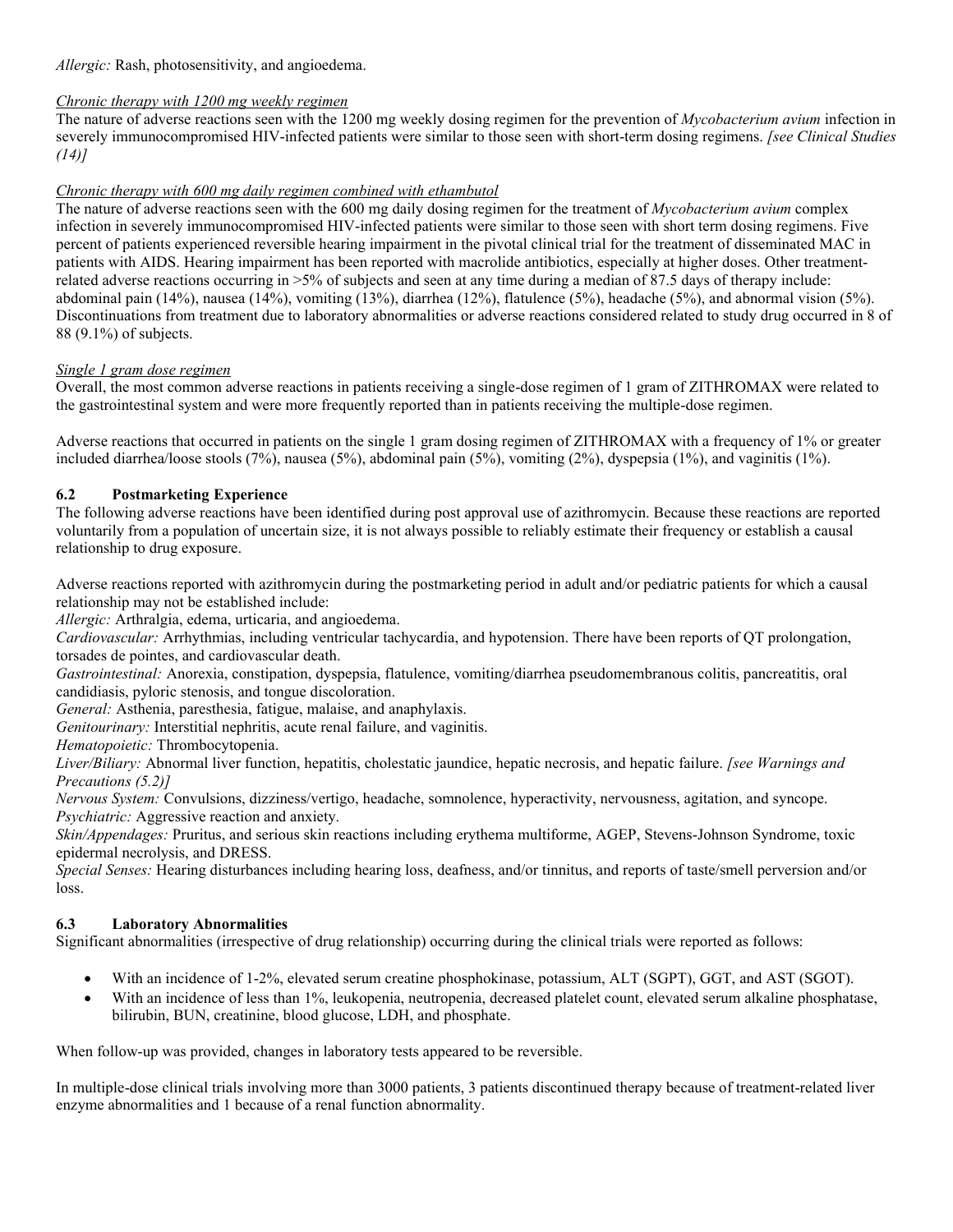*Allergic:* Rash, photosensitivity, and angioedema.

*Chronic therapy with 1200 mg weekly regimen*

The nature of adverse reactions seen with the 1200 mg weekly dosing regimen for the prevention of *Mycobacterium avium* infection in severely immunocompromised HIV-infected patients were similar to those seen with short-term dosing regimens. *[see Clinical Studies (14)]*

*Chronic therapy with 600 mg daily regimen combined with ethambutol*

The nature of adverse reactions seen with the 600 mg daily dosing regimen for the treatment of *Mycobacterium avium* complex infection in severely immunocompromised HIV-infected patients were similar to those seen with short term dosing regimens. Five percent of patients experienced reversible hearing impairment in the pivotal clinical trial for the treatment of disseminated MAC in patients with AIDS. Hearing impairment has been reported with macrolide antibiotics, especially at higher doses. Other treatment-related adverse reactions occurring in >5% of subjects and seen at any time during a median of 87.5 days of therapy include: abdominal pain (14%), nausea (14%), vomiting (13%), diarrhea (12%), flatulence (5%), headache (5%), and abnormal vision (5%). Discontinuations from treatment due to laboratory abnormalities or adverse reactions considered related to study drug occurred in 8 of 88 (9.1%) of subjects.

*Single 1 gram dose regimen*

Overall, the most common adverse reactions in patients receiving a single-dose regimen of 1 gram of ZITHROMAX were related to the gastrointestinal system and were more frequently reported than in patients receiving the multiple-dose regimen.

Adverse reactions that occurred in patients on the single 1 gram dosing regimen of ZITHROMAX with a frequency of 1% or greater included diarrhea/loose stools (7%), nausea (5%), abdominal pain (5%), vomiting (2%), dyspepsia (1%), and vaginitis (1%).

### 6.2 Postmarketing Experience

The following adverse reactions have been identified during post approval use of azithromycin. Because these reactions are reported voluntarily from a population of uncertain size, it is not always possible to reliably estimate their frequency or establish a causal relationship to drug exposure.

Adverse reactions reported with azithromycin during the postmarketing period in adult and/or pediatric patients for which a causal relationship may not be established include:

*Allergic:* Arthralgia, edema, urticaria, and angioedema.

*Cardiovascular:* Arrhythmias, including ventricular tachycardia, and hypotension. There have been reports of QT prolongation, torsades de pointes, and cardiovascular death.

*Gastrointestinal:* Anorexia, constipation, dyspepsia, flatulence, vomiting/diarrhea pseudomembranous colitis, pancreatitis, oral candidiasis, pyloric stenosis, and tongue discoloration.

*General:* Asthenia, paresthesia, fatigue, malaise, and anaphylaxis.

*Genitourinary:* Interstitial nephritis, acute renal failure, and vaginitis.

*Hematopoietic:* Thrombocytopenia.

*Liver/Biliary:* Abnormal liver function, hepatitis, cholestatic jaundice, hepatic necrosis, and hepatic failure. *[see Warnings and Precautions (5.2)]*

*Nervous System:* Convulsions, dizziness/vertigo, headache, somnolence, hyperactivity, nervousness, agitation, and syncope.

*Psychiatric:* Aggressive reaction and anxiety.

*Skin/Appendages:* Pruritus, and serious skin reactions including erythema multiforme, AGEP, Stevens-Johnson Syndrome, toxic epidermal necrolysis, and DRESS.

*Special Senses:* Hearing disturbances including hearing loss, deafness, and/or tinnitus, and reports of taste/smell perversion and/or loss.

### 6.3 Laboratory Abnormalities

Significant abnormalities (irrespective of drug relationship) occurring during the clinical trials were reported as follows:

- With an incidence of 1-2%, elevated serum creatine phosphokinase, potassium, ALT (SGPT), GGT, and AST (SGOT).
- With an incidence of less than 1%, leukopenia, neutropenia, decreased platelet count, elevated serum alkaline phosphatase, bilirubin, BUN, creatinine, blood glucose, LDH, and phosphate.

When follow-up was provided, changes in laboratory tests appeared to be reversible.

In multiple-dose clinical trials involving more than 3000 patients, 3 patients discontinued therapy because of treatment-related liver enzyme abnormalities and 1 because of a renal function abnormality.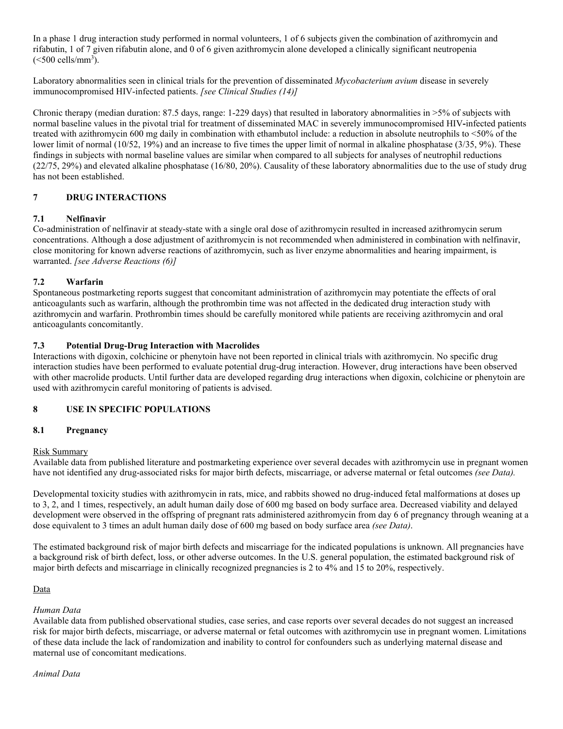In a phase 1 drug interaction study performed in normal volunteers, 1 of 6 subjects given the combination of azithromycin and rifabutin, 1 of 7 given rifabutin alone, and 0 of 6 given azithromycin alone developed a clinically significant neutropenia (<500 cells/mm$^3$).

Laboratory abnormalities seen in clinical trials for the prevention of disseminated *Mycobacterium avium* disease in severely immunocompromised HIV-infected patients. *[see Clinical Studies (14)]*

Chronic therapy (median duration: 87.5 days, range: 1-229 days) that resulted in laboratory abnormalities in >5% of subjects with normal baseline values in the pivotal trial for treatment of disseminated MAC in severely immunocompromised HIV-infected patients treated with azithromycin 600 mg daily in combination with ethambutol include: a reduction in absolute neutrophils to <50% of the lower limit of normal (10/52, 19%) and an increase to five times the upper limit of normal in alkaline phosphatase (3/35, 9%). These findings in subjects with normal baseline values are similar when compared to all subjects for analyses of neutrophil reductions (22/75, 29%) and elevated alkaline phosphatase (16/80, 20%). Causality of these laboratory abnormalities due to the use of study drug has not been established.

## 7 DRUG INTERACTIONS

### 7.1 Nelfinavir

Co-administration of nelfinavir at steady-state with a single oral dose of azithromycin resulted in increased azithromycin serum concentrations. Although a dose adjustment of azithromycin is not recommended when administered in combination with nelfinavir, close monitoring for known adverse reactions of azithromycin, such as liver enzyme abnormalities and hearing impairment, is warranted. *[see Adverse Reactions (6)]*

### 7.2 Warfarin

Spontaneous postmarketing reports suggest that concomitant administration of azithromycin may potentiate the effects of oral anticoagulants such as warfarin, although the prothrombin time was not affected in the dedicated drug interaction study with azithromycin and warfarin. Prothrombin times should be carefully monitored while patients are receiving azithromycin and oral anticoagulants concomitantly.

### 7.3 Potential Drug-Drug Interaction with Macrolides

Interactions with digoxin, colchicine or phenytoin have not been reported in clinical trials with azithromycin. No specific drug interaction studies have been performed to evaluate potential drug-drug interaction. However, drug interactions have been observed with other macrolide products. Until further data are developed regarding drug interactions when digoxin, colchicine or phenytoin are used with azithromycin careful monitoring of patients is advised.

## 8 USE IN SPECIFIC POPULATIONS

### 8.1 Pregnancy

Risk Summary

Available data from published literature and postmarketing experience over several decades with azithromycin use in pregnant women have not identified any drug-associated risks for major birth defects, miscarriage, or adverse maternal or fetal outcomes *(see Data).*

Developmental toxicity studies with azithromycin in rats, mice, and rabbits showed no drug-induced fetal malformations at doses up to 3, 2, and 1 times, respectively, an adult human daily dose of 600 mg based on body surface area. Decreased viability and delayed development were observed in the offspring of pregnant rats administered azithromycin from day 6 of pregnancy through weaning at a dose equivalent to 3 times an adult human daily dose of 600 mg based on body surface area *(see Data)*.

The estimated background risk of major birth defects and miscarriage for the indicated populations is unknown. All pregnancies have a background risk of birth defect, loss, or other adverse outcomes. In the U.S. general population, the estimated background risk of major birth defects and miscarriage in clinically recognized pregnancies is 2 to 4% and 15 to 20%, respectively.

Data

*Human Data*

Available data from published observational studies, case series, and case reports over several decades do not suggest an increased risk for major birth defects, miscarriage, or adverse maternal or fetal outcomes with azithromycin use in pregnant women. Limitations of these data include the lack of randomization and inability to control for confounders such as underlying maternal disease and maternal use of concomitant medications.

*Animal Data*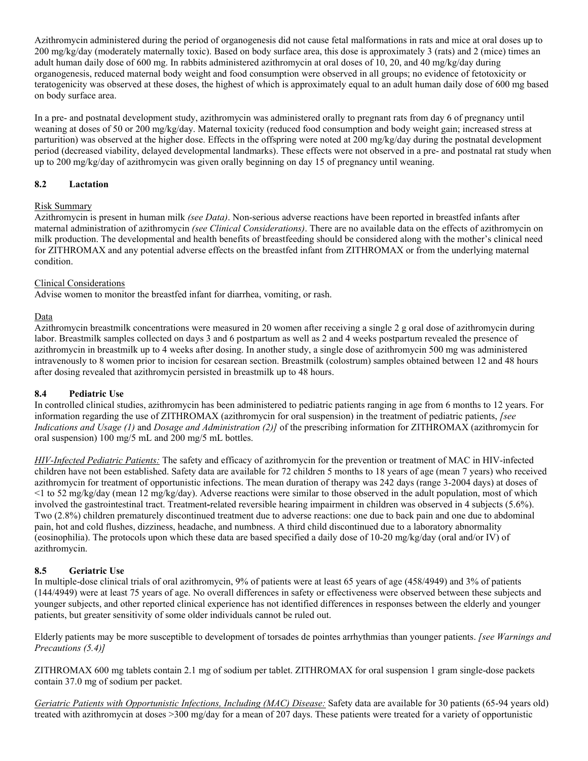Azithromycin administered during the period of organogenesis did not cause fetal malformations in rats and mice at oral doses up to 200 mg/kg/day (moderately maternally toxic). Based on body surface area, this dose is approximately 3 (rats) and 2 (mice) times an adult human daily dose of 600 mg. In rabbits administered azithromycin at oral doses of 10, 20, and 40 mg/kg/day during organogenesis, reduced maternal body weight and food consumption were observed in all groups; no evidence of fetotoxicity or teratogenicity was observed at these doses, the highest of which is approximately equal to an adult human daily dose of 600 mg based on body surface area.

In a pre- and postnatal development study, azithromycin was administered orally to pregnant rats from day 6 of pregnancy until weaning at doses of 50 or 200 mg/kg/day. Maternal toxicity (reduced food consumption and body weight gain; increased stress at parturition) was observed at the higher dose. Effects in the offspring were noted at 200 mg/kg/day during the postnatal development period (decreased viability, delayed developmental landmarks). These effects were not observed in a pre- and postnatal rat study when up to 200 mg/kg/day of azithromycin was given orally beginning on day 15 of pregnancy until weaning.

### 8.2 Lactation

Risk Summary

Azithromycin is present in human milk *(see Data)*. Non-serious adverse reactions have been reported in breastfed infants after maternal administration of azithromycin *(see Clinical Considerations)*. There are no available data on the effects of azithromycin on milk production. The developmental and health benefits of breastfeeding should be considered along with the mother's clinical need for ZITHROMAX and any potential adverse effects on the breastfed infant from ZITHROMAX or from the underlying maternal condition.

Clinical Considerations

Advise women to monitor the breastfed infant for diarrhea, vomiting, or rash.

Data

Azithromycin breastmilk concentrations were measured in 20 women after receiving a single 2 g oral dose of azithromycin during labor. Breastmilk samples collected on days 3 and 6 postpartum as well as 2 and 4 weeks postpartum revealed the presence of azithromycin in breastmilk up to 4 weeks after dosing. In another study, a single dose of azithromycin 500 mg was administered intravenously to 8 women prior to incision for cesarean section. Breastmilk (colostrum) samples obtained between 12 and 48 hours after dosing revealed that azithromycin persisted in breastmilk up to 48 hours.

### 8.4 Pediatric Use

In controlled clinical studies, azithromycin has been administered to pediatric patients ranging in age from 6 months to 12 years. For information regarding the use of ZITHROMAX (azithromycin for oral suspension) in the treatment of pediatric patients, *[see Indications and Usage (1)* and *Dosage and Administration (2)]* of the prescribing information for ZITHROMAX (azithromycin for oral suspension) 100 mg/5 mL and 200 mg/5 mL bottles.

*HIV-Infected Pediatric Patients:* The safety and efficacy of azithromycin for the prevention or treatment of MAC in HIV-infected children have not been established. Safety data are available for 72 children 5 months to 18 years of age (mean 7 years) who received azithromycin for treatment of opportunistic infections. The mean duration of therapy was 242 days (range 3-2004 days) at doses of <1 to 52 mg/kg/day (mean 12 mg/kg/day). Adverse reactions were similar to those observed in the adult population, most of which involved the gastrointestinal tract. Treatment-related reversible hearing impairment in children was observed in 4 subjects (5.6%). Two (2.8%) children prematurely discontinued treatment due to adverse reactions: one due to back pain and one due to abdominal pain, hot and cold flushes, dizziness, headache, and numbness. A third child discontinued due to a laboratory abnormality (eosinophilia). The protocols upon which these data are based specified a daily dose of 10-20 mg/kg/day (oral and/or IV) of azithromycin.

### 8.5 Geriatric Use

In multiple-dose clinical trials of oral azithromycin, 9% of patients were at least 65 years of age (458/4949) and 3% of patients (144/4949) were at least 75 years of age. No overall differences in safety or effectiveness were observed between these subjects and younger subjects, and other reported clinical experience has not identified differences in responses between the elderly and younger patients, but greater sensitivity of some older individuals cannot be ruled out.

Elderly patients may be more susceptible to development of torsades de pointes arrhythmias than younger patients. *[see Warnings and Precautions (5.4)]*

ZITHROMAX 600 mg tablets contain 2.1 mg of sodium per tablet. ZITHROMAX for oral suspension 1 gram single-dose packets contain 37.0 mg of sodium per packet.

*Geriatric Patients with Opportunistic Infections, Including (MAC) Disease:* Safety data are available for 30 patients (65-94 years old) treated with azithromycin at doses >300 mg/day for a mean of 207 days. These patients were treated for a variety of opportunistic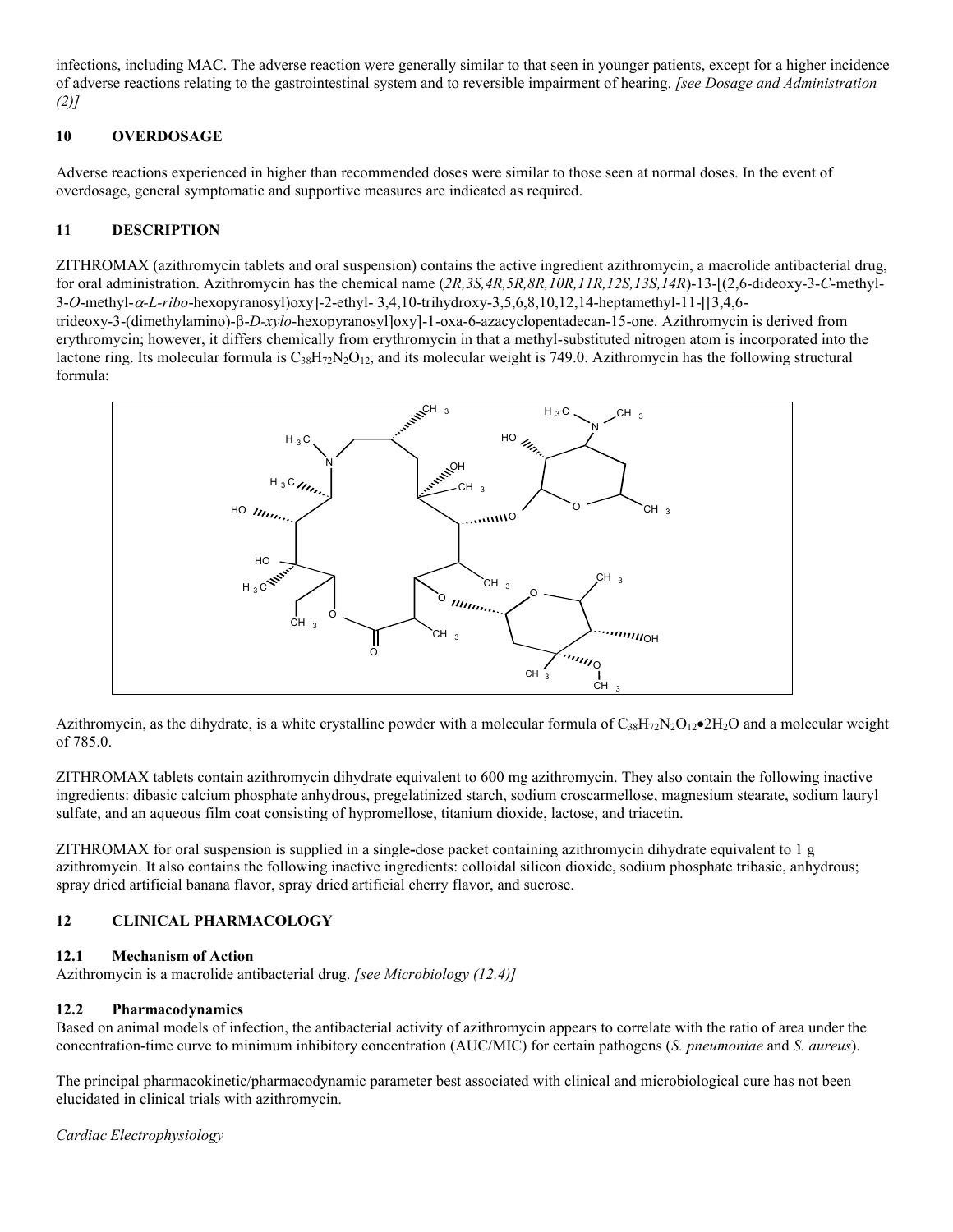infections, including MAC. The adverse reaction were generally similar to that seen in younger patients, except for a higher incidence of adverse reactions relating to the gastrointestinal system and to reversible impairment of hearing. *[see Dosage and Administration (2)]*

## 10 OVERDOSAGE

Adverse reactions experienced in higher than recommended doses were similar to those seen at normal doses. In the event of overdosage, general symptomatic and supportive measures are indicated as required.

## 11 DESCRIPTION

ZITHROMAX (azithromycin tablets and oral suspension) contains the active ingredient azithromycin, a macrolide antibacterial drug, for oral administration. Azithromycin has the chemical name (*2R,3S,4R,5R,8R,10R,11R,12S,13S,14R*)-13-[(2,6-dideoxy-3-*C*-methyl-3-*O*-methyl-*α-L-ribo*-hexopyranosyl)oxy]-2-ethyl- 3,4,10-trihydroxy-3,5,6,8,10,12,14-heptamethyl-11-[[3,4,6-trideoxy-3-(dimethylamino)-β-*D-xylo*-hexopyranosyl]oxy]-1-oxa-6-azacyclopentadecan-15-one. Azithromycin is derived from erythromycin; however, it differs chemically from erythromycin in that a methyl-substituted nitrogen atom is incorporated into the lactone ring. Its molecular formula is $C_{38}H_{72}N_2O_{12}$, and its molecular weight is 749.0. Azithromycin has the following structural formula:

Azithromycin, as the dihydrate, is a white crystalline powder with a molecular formula of $C_{38}H_{72}N_2O_{12}•2H_2O$ and a molecular weight of 785.0.

ZITHROMAX tablets contain azithromycin dihydrate equivalent to 600 mg azithromycin. They also contain the following inactive ingredients: dibasic calcium phosphate anhydrous, pregelatinized starch, sodium croscarmellose, magnesium stearate, sodium lauryl sulfate, and an aqueous film coat consisting of hypromellose, titanium dioxide, lactose, and triacetin.

ZITHROMAX for oral suspension is supplied in a single-dose packet containing azithromycin dihydrate equivalent to 1 g azithromycin. It also contains the following inactive ingredients: colloidal silicon dioxide, sodium phosphate tribasic, anhydrous; spray dried artificial banana flavor, spray dried artificial cherry flavor, and sucrose.

## 12 CLINICAL PHARMACOLOGY

### 12.1 Mechanism of Action

Azithromycin is a macrolide antibacterial drug. *[see Microbiology (12.4)]*

### 12.2 Pharmacodynamics

Based on animal models of infection, the antibacterial activity of azithromycin appears to correlate with the ratio of area under the concentration-time curve to minimum inhibitory concentration (AUC/MIC) for certain pathogens (*S. pneumoniae* and *S. aureus*).

The principal pharmacokinetic/pharmacodynamic parameter best associated with clinical and microbiological cure has not been elucidated in clinical trials with azithromycin.

*Cardiac Electrophysiology*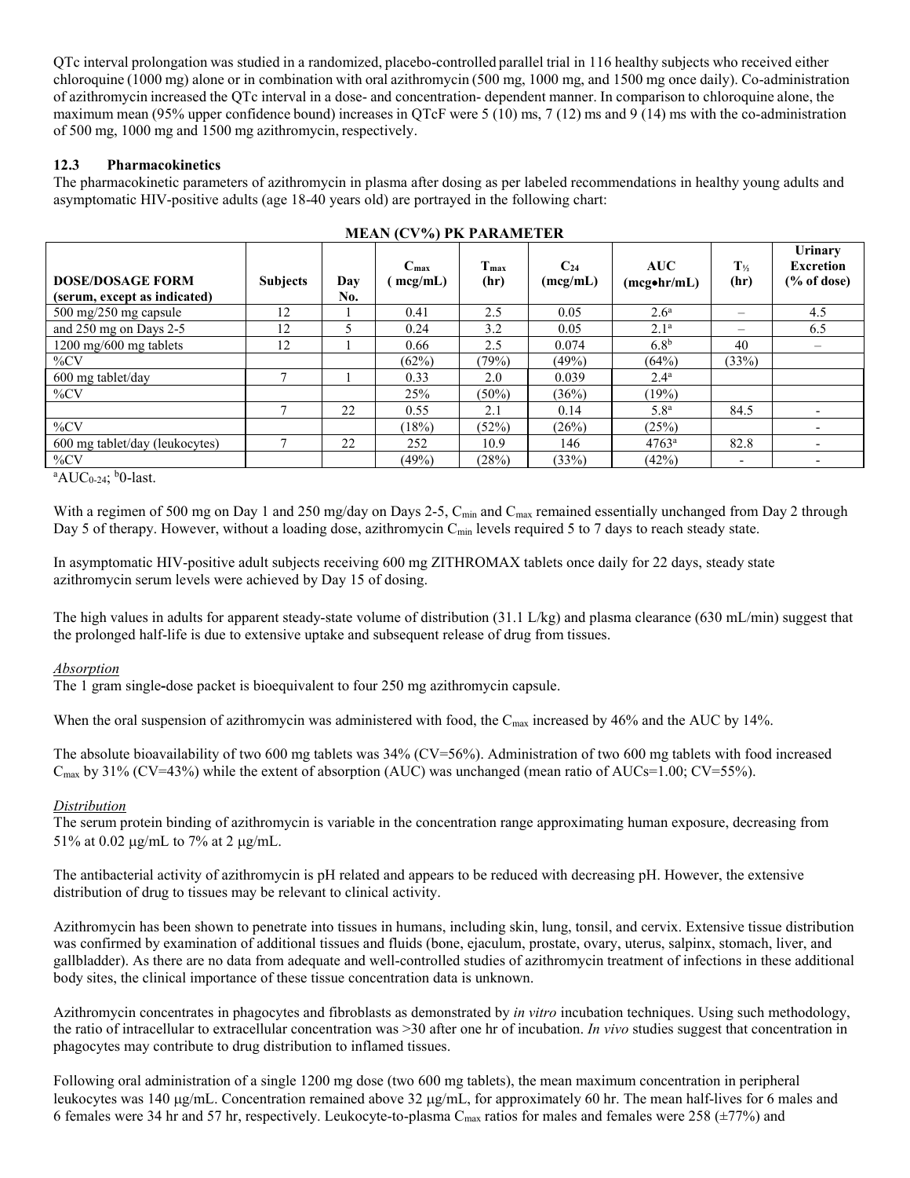QTc interval prolongation was studied in a randomized, placebo-controlled parallel trial in 116 healthy subjects who received either chloroquine (1000 mg) alone or in combination with oral azithromycin (500 mg, 1000 mg, and 1500 mg once daily). Co-administration of azithromycin increased the QTc interval in a dose- and concentration- dependent manner. In comparison to chloroquine alone, the maximum mean (95% upper confidence bound) increases in QTcF were 5 (10) ms, 7 (12) ms and 9 (14) ms with the co-administration of 500 mg, 1000 mg and 1500 mg azithromycin, respectively.

### 12.3 Pharmacokinetics

The pharmacokinetic parameters of azithromycin in plasma after dosing as per labeled recommendations in healthy young adults and asymptomatic HIV-positive adults (age 18-40 years old) are portrayed in the following chart:

**MEAN (CV%) PK PARAMETER**

| DOSE/DOSAGE FORM (serum, except as indicated) | Subjects | Day No. | $C_{max}$ ( mcg/mL) | $T_{max}$ (hr) | $C_{24}$ (mcg/mL) | AUC (mcg•hr/mL) | $T_{½}$ (hr) | Urinary Excretion (% of dose) |
|---|---|---|---|---|---|---|---|---|
| 500 mg/250 mg capsule | 12 | 1 | 0.41 | 2.5 | 0.05 | 2.6[a] | – | 4.5 |
| and 250 mg on Days 2-5 | 12 | 5 | 0.24 | 3.2 | 0.05 | 2.1[a] | – | 6.5 |
| 1200 mg/600 mg tablets | 12 | 1 | 0.66 | 2.5 | 0.074 | 6.8[b] | 40 | – |
| %CV | | | (62%) | (79%) | (49%) | (64%) | (33%) | |
| 600 mg tablet/day | 7 | 1 | 0.33 | 2.0 | 0.039 | 2.4[a] | | |
| %CV | | | 25% | (50%) | (36%) | (19%) | | |
| | 7 | 22 | 0.55 | 2.1 | 0.14 | 5.8[a] | 84.5 | - |
| %CV | | | (18%) | (52%) | (26%) | (25%) | | - |
| 600 mg tablet/day (leukocytes) | 7 | 22 | 252 | 10.9 | 146 | 4763[a] | 82.8 | - |
| %CV | | | (49%) | (28%) | (33%) | (42%) | - | - |

[a]$AUC_{0-24}$; [b]0-last.

With a regimen of 500 mg on Day 1 and 250 mg/day on Days 2-5, $C_{min}$ and $C_{max}$ remained essentially unchanged from Day 2 through Day 5 of therapy. However, without a loading dose, azithromycin $C_{min}$ levels required 5 to 7 days to reach steady state.

In asymptomatic HIV-positive adult subjects receiving 600 mg ZITHROMAX tablets once daily for 22 days, steady state azithromycin serum levels were achieved by Day 15 of dosing.

The high values in adults for apparent steady-state volume of distribution (31.1 L/kg) and plasma clearance (630 mL/min) suggest that the prolonged half-life is due to extensive uptake and subsequent release of drug from tissues.

*Absorption*

The 1 gram single-dose packet is bioequivalent to four 250 mg azithromycin capsule.

When the oral suspension of azithromycin was administered with food, the $C_{max}$ increased by 46% and the AUC by 14%.

The absolute bioavailability of two 600 mg tablets was 34% (CV=56%). Administration of two 600 mg tablets with food increased $C_{max}$ by 31% (CV=43%) while the extent of absorption (AUC) was unchanged (mean ratio of AUCs=1.00; CV=55%).

*Distribution*

The serum protein binding of azithromycin is variable in the concentration range approximating human exposure, decreasing from 51% at 0.02 μg/mL to 7% at 2 μg/mL.

The antibacterial activity of azithromycin is pH related and appears to be reduced with decreasing pH. However, the extensive distribution of drug to tissues may be relevant to clinical activity.

Azithromycin has been shown to penetrate into tissues in humans, including skin, lung, tonsil, and cervix. Extensive tissue distribution was confirmed by examination of additional tissues and fluids (bone, ejaculum, prostate, ovary, uterus, salpinx, stomach, liver, and gallbladder). As there are no data from adequate and well-controlled studies of azithromycin treatment of infections in these additional body sites, the clinical importance of these tissue concentration data is unknown.

Azithromycin concentrates in phagocytes and fibroblasts as demonstrated by *in vitro* incubation techniques. Using such methodology, the ratio of intracellular to extracellular concentration was >30 after one hr of incubation. *In vivo* studies suggest that concentration in phagocytes may contribute to drug distribution to inflamed tissues.

Following oral administration of a single 1200 mg dose (two 600 mg tablets), the mean maximum concentration in peripheral leukocytes was 140 μg/mL. Concentration remained above 32 μg/mL, for approximately 60 hr. The mean half-lives for 6 males and 6 females were 34 hr and 57 hr, respectively. Leukocyte-to-plasma $C_{max}$ ratios for males and females were 258 (±77%) and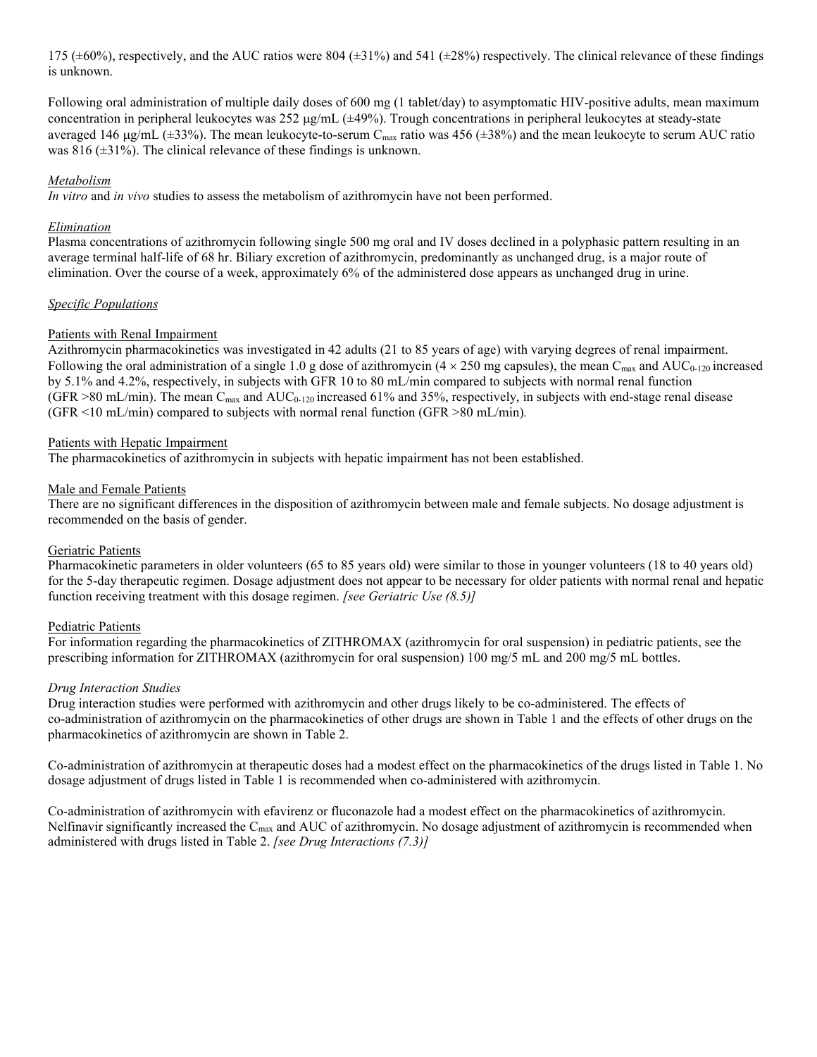175 (±60%), respectively, and the AUC ratios were 804 (±31%) and 541 (±28%) respectively. The clinical relevance of these findings is unknown.

Following oral administration of multiple daily doses of 600 mg (1 tablet/day) to asymptomatic HIV-positive adults, mean maximum concentration in peripheral leukocytes was 252 μg/mL (±49%). Trough concentrations in peripheral leukocytes at steady-state averaged 146 μg/mL (±33%). The mean leukocyte-to-serum $C_{max}$ ratio was 456 (±38%) and the mean leukocyte to serum AUC ratio was 816 (±31%). The clinical relevance of these findings is unknown.

*Metabolism*

*In vitro* and *in vivo* studies to assess the metabolism of azithromycin have not been performed.

*Elimination*

Plasma concentrations of azithromycin following single 500 mg oral and IV doses declined in a polyphasic pattern resulting in an average terminal half-life of 68 hr. Biliary excretion of azithromycin, predominantly as unchanged drug, is a major route of elimination. Over the course of a week, approximately 6% of the administered dose appears as unchanged drug in urine.

*Specific Populations*

Patients with Renal Impairment

Azithromycin pharmacokinetics was investigated in 42 adults (21 to 85 years of age) with varying degrees of renal impairment. Following the oral administration of a single 1.0 g dose of azithromycin (4 × 250 mg capsules), the mean $C_{max}$ and $AUC_{0-120}$ increased by 5.1% and 4.2%, respectively, in subjects with GFR 10 to 80 mL/min compared to subjects with normal renal function (GFR >80 mL/min). The mean $C_{max}$ and $AUC_{0-120}$ increased 61% and 35%, respectively, in subjects with end-stage renal disease (GFR <10 mL/min) compared to subjects with normal renal function (GFR >80 mL/min).

Patients with Hepatic Impairment

The pharmacokinetics of azithromycin in subjects with hepatic impairment has not been established.

Male and Female Patients

There are no significant differences in the disposition of azithromycin between male and female subjects. No dosage adjustment is recommended on the basis of gender.

Geriatric Patients

Pharmacokinetic parameters in older volunteers (65 to 85 years old) were similar to those in younger volunteers (18 to 40 years old) for the 5-day therapeutic regimen. Dosage adjustment does not appear to be necessary for older patients with normal renal and hepatic function receiving treatment with this dosage regimen. *[see Geriatric Use (8.5)]*

Pediatric Patients

For information regarding the pharmacokinetics of ZITHROMAX (azithromycin for oral suspension) in pediatric patients, see the prescribing information for ZITHROMAX (azithromycin for oral suspension) 100 mg/5 mL and 200 mg/5 mL bottles.

*Drug Interaction Studies*

Drug interaction studies were performed with azithromycin and other drugs likely to be co-administered. The effects of co-administration of azithromycin on the pharmacokinetics of other drugs are shown in Table 1 and the effects of other drugs on the pharmacokinetics of azithromycin are shown in Table 2.

Co-administration of azithromycin at therapeutic doses had a modest effect on the pharmacokinetics of the drugs listed in Table 1. No dosage adjustment of drugs listed in Table 1 is recommended when co-administered with azithromycin.

Co-administration of azithromycin with efavirenz or fluconazole had a modest effect on the pharmacokinetics of azithromycin. Nelfinavir significantly increased the $C_{max}$ and AUC of azithromycin. No dosage adjustment of azithromycin is recommended when administered with drugs listed in Table 2. *[see Drug Interactions (7.3)]*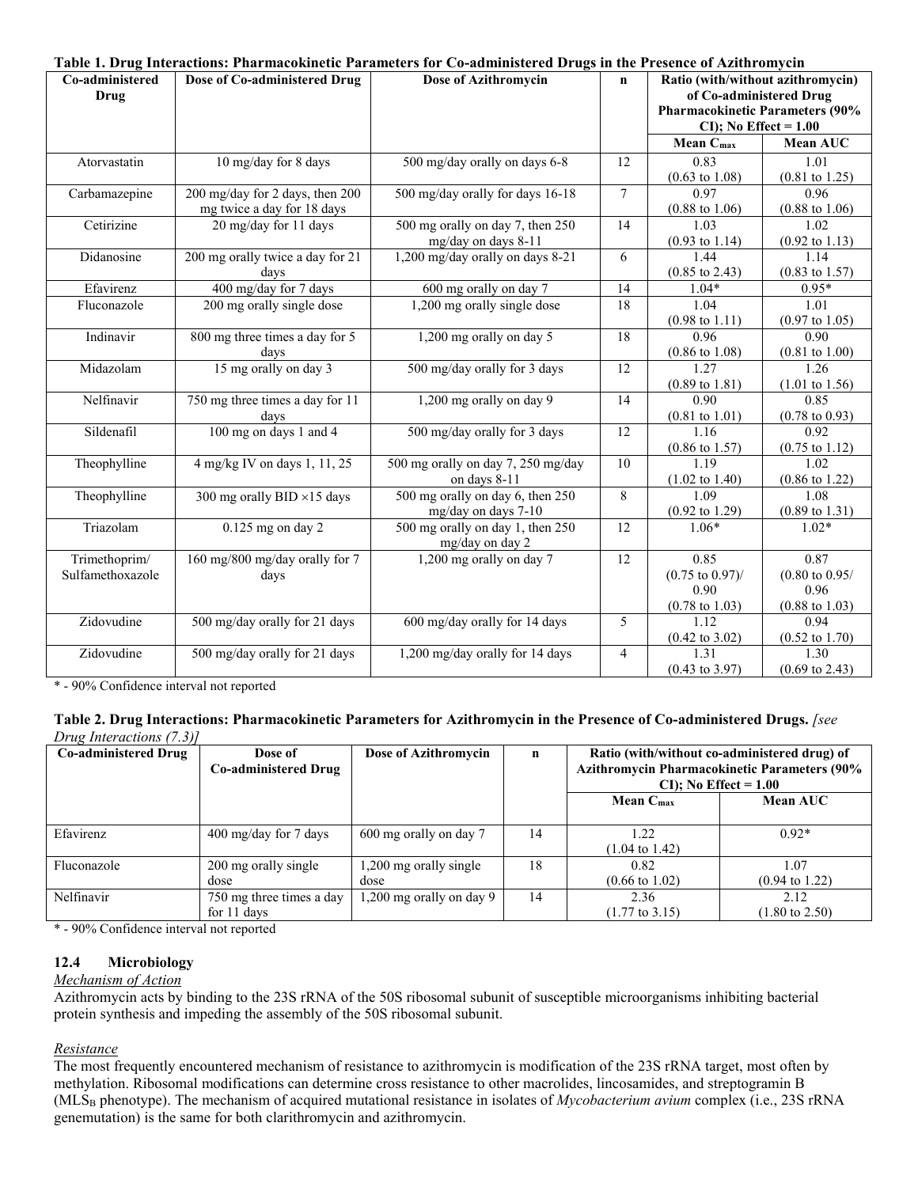**Table 1. Drug Interactions: Pharmacokinetic Parameters for Co-administered Drugs in the Presence of Azithromycin**

| Co-administered Drug | Dose of Co-administered Drug | Dose of Azithromycin | n | Ratio (with/without azithromycin) of Co-administered Drug Pharmacokinetic Parameters (90% CI); No Effect = 1.00 | |
|---|---|---|---|---|---|
| | | | | Mean $C_{max}$ | Mean AUC |
| Atorvastatin | 10 mg/day for 8 days | 500 mg/day orally on days 6-8 | 12 | 0.83 (0.63 to 1.08) | 1.01 (0.81 to 1.25) |
| Carbamazepine | 200 mg/day for 2 days, then 200 mg twice a day for 18 days | 500 mg/day orally for days 16-18 | 7 | 0.97 (0.88 to 1.06) | 0.96 (0.88 to 1.06) |
| Cetirizine | 20 mg/day for 11 days | 500 mg orally on day 7, then 250 mg/day on days 8-11 | 14 | 1.03 (0.93 to 1.14) | 1.02 (0.92 to 1.13) |
| Didanosine | 200 mg orally twice a day for 21 days | 1,200 mg/day orally on days 8-21 | 6 | 1.44 (0.85 to 2.43) | 1.14 (0.83 to 1.57) |
| Efavirenz | 400 mg/day for 7 days | 600 mg orally on day 7 | 14 | 1.04* | 0.95* |
| Fluconazole | 200 mg orally single dose | 1,200 mg orally single dose | 18 | 1.04 (0.98 to 1.11) | 1.01 (0.97 to 1.05) |
| Indinavir | 800 mg three times a day for 5 days | 1,200 mg orally on day 5 | 18 | 0.96 (0.86 to 1.08) | 0.90 (0.81 to 1.00) |
| Midazolam | 15 mg orally on day 3 | 500 mg/day orally for 3 days | 12 | 1.27 (0.89 to 1.81) | 1.26 (1.01 to 1.56) |
| Nelfinavir | 750 mg three times a day for 11 days | 1,200 mg orally on day 9 | 14 | 0.90 (0.81 to 1.01) | 0.85 (0.78 to 0.93) |
| Sildenafil | 100 mg on days 1 and 4 | 500 mg/day orally for 3 days | 12 | 1.16 (0.86 to 1.57) | 0.92 (0.75 to 1.12) |
| Theophylline | 4 mg/kg IV on days 1, 11, 25 | 500 mg orally on day 7, 250 mg/day on days 8-11 | 10 | 1.19 (1.02 to 1.40) | 1.02 (0.86 to 1.22) |
| Theophylline | 300 mg orally BID ×15 days | 500 mg orally on day 6, then 250 mg/day on days 7-10 | 8 | 1.09 (0.92 to 1.29) | 1.08 (0.89 to 1.31) |
| Triazolam | 0.125 mg on day 2 | 500 mg orally on day 1, then 250 mg/day on day 2 | 12 | 1.06* | 1.02* |
| Trimethoprim/ Sulfamethoxazole | 160 mg/800 mg/day orally for 7 days | 1,200 mg orally on day 7 | 12 | 0.85 (0.75 to 0.97)/ 0.90 (0.78 to 1.03) | 0.87 (0.80 to 0.95/ 0.96 (0.88 to 1.03) |
| Zidovudine | 500 mg/day orally for 21 days | 600 mg/day orally for 14 days | 5 | 1.12 (0.42 to 3.02) | 0.94 (0.52 to 1.70) |
| Zidovudine | 500 mg/day orally for 21 days | 1,200 mg/day orally for 14 days | 4 | 1.31 (0.43 to 3.97) | 1.30 (0.69 to 2.43) |

\* - 90% Confidence interval not reported

**Table 2. Drug Interactions: Pharmacokinetic Parameters for Azithromycin in the Presence of Co-administered Drugs.** *[see Drug Interactions (7.3)]*

| Co-administered Drug | Dose of Co-administered Drug | Dose of Azithromycin | n | Ratio (with/without co-administered drug) of Azithromycin Pharmacokinetic Parameters (90% CI); No Effect = 1.00 | |
|---|---|---|---|---|---|
| | | | | Mean $C_{max}$ | Mean AUC |
| Efavirenz | 400 mg/day for 7 days | 600 mg orally on day 7 | 14 | 1.22 (1.04 to 1.42) | 0.92* |
| Fluconazole | 200 mg orally single dose | 1,200 mg orally single dose | 18 | 0.82 (0.66 to 1.02) | 1.07 (0.94 to 1.22) |
| Nelfinavir | 750 mg three times a day for 11 days | 1,200 mg orally on day 9 | 14 | 2.36 (1.77 to 3.15) | 2.12 (1.80 to 2.50) |

\* - 90% Confidence interval not reported

### 12.4 Microbiology

*Mechanism of Action*

Azithromycin acts by binding to the 23S rRNA of the 50S ribosomal subunit of susceptible microorganisms inhibiting bacterial protein synthesis and impeding the assembly of the 50S ribosomal subunit.

*Resistance*

The most frequently encountered mechanism of resistance to azithromycin is modification of the 23S rRNA target, most often by methylation. Ribosomal modifications can determine cross resistance to other macrolides, lincosamides, and streptogramin B ($MLS_B$ phenotype). The mechanism of acquired mutational resistance in isolates of *Mycobacterium avium* complex (i.e., 23S rRNA genemutation) is the same for both clarithromycin and azithromycin.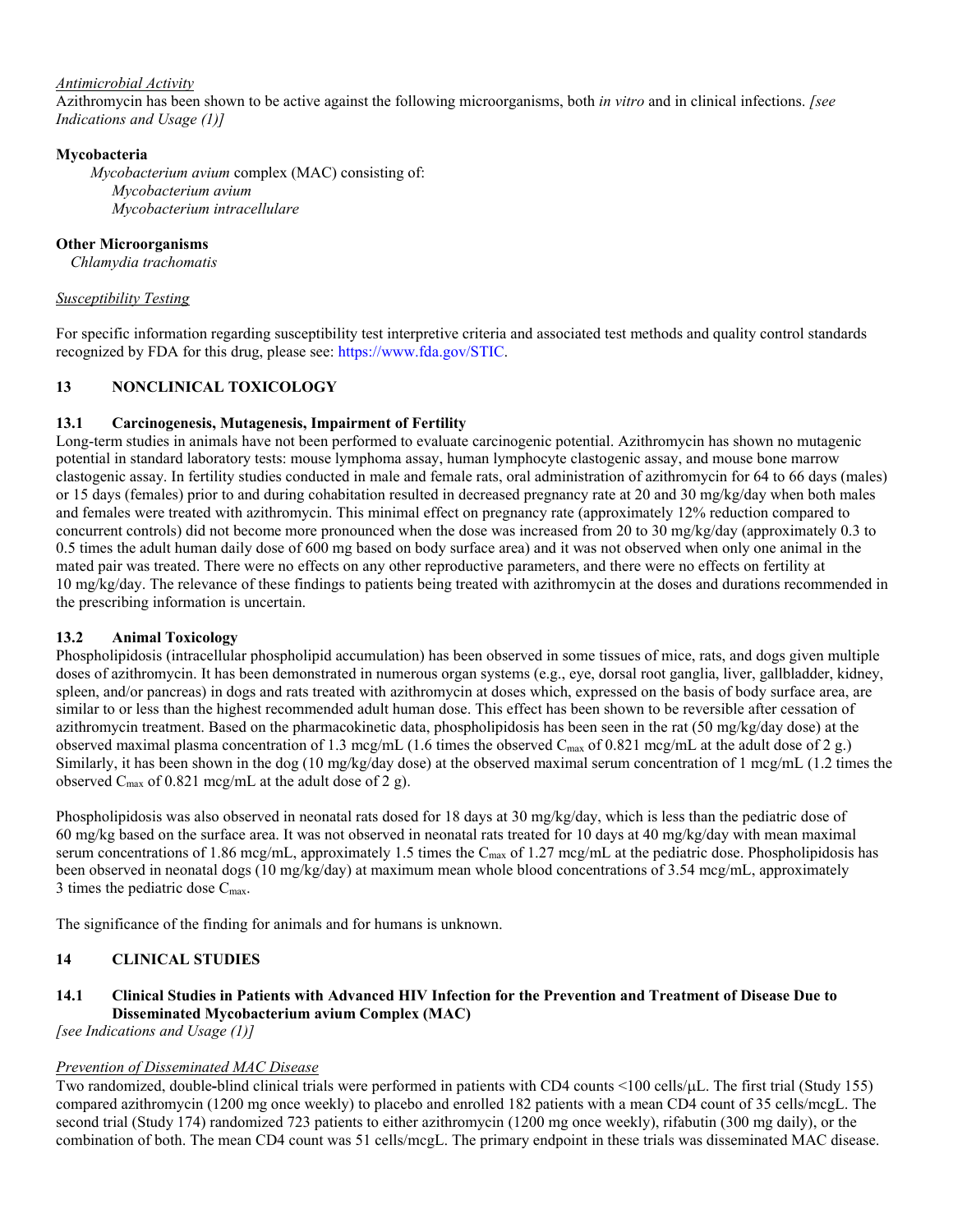*Antimicrobial Activity*

Azithromycin has been shown to be active against the following microorganisms, both *in vitro* and in clinical infections. *[see Indications and Usage (1)]*

**Mycobacteria**

*Mycobacterium avium* complex (MAC) consisting of:

*Mycobacterium avium*

*Mycobacterium intracellulare*

**Other Microorganisms**

*Chlamydia trachomatis*

*Susceptibility Testing*

For specific information regarding susceptibility test interpretive criteria and associated test methods and quality control standards recognized by FDA for this drug, please see: https://www.fda.gov/STIC.

## 13 NONCLINICAL TOXICOLOGY

### 13.1 Carcinogenesis, Mutagenesis, Impairment of Fertility

Long-term studies in animals have not been performed to evaluate carcinogenic potential. Azithromycin has shown no mutagenic potential in standard laboratory tests: mouse lymphoma assay, human lymphocyte clastogenic assay, and mouse bone marrow clastogenic assay. In fertility studies conducted in male and female rats, oral administration of azithromycin for 64 to 66 days (males) or 15 days (females) prior to and during cohabitation resulted in decreased pregnancy rate at 20 and 30 mg/kg/day when both males and females were treated with azithromycin. This minimal effect on pregnancy rate (approximately 12% reduction compared to concurrent controls) did not become more pronounced when the dose was increased from 20 to 30 mg/kg/day (approximately 0.3 to 0.5 times the adult human daily dose of 600 mg based on body surface area) and it was not observed when only one animal in the mated pair was treated. There were no effects on any other reproductive parameters, and there were no effects on fertility at 10 mg/kg/day. The relevance of these findings to patients being treated with azithromycin at the doses and durations recommended in the prescribing information is uncertain.

### 13.2 Animal Toxicology

Phospholipidosis (intracellular phospholipid accumulation) has been observed in some tissues of mice, rats, and dogs given multiple doses of azithromycin. It has been demonstrated in numerous organ systems (e.g., eye, dorsal root ganglia, liver, gallbladder, kidney, spleen, and/or pancreas) in dogs and rats treated with azithromycin at doses which, expressed on the basis of body surface area, are similar to or less than the highest recommended adult human dose. This effect has been shown to be reversible after cessation of azithromycin treatment. Based on the pharmacokinetic data, phospholipidosis has been seen in the rat (50 mg/kg/day dose) at the observed maximal plasma concentration of 1.3 mcg/mL (1.6 times the observed $C_{max}$ of 0.821 mcg/mL at the adult dose of 2 g.) Similarly, it has been shown in the dog (10 mg/kg/day dose) at the observed maximal serum concentration of 1 mcg/mL (1.2 times the observed $C_{max}$ of 0.821 mcg/mL at the adult dose of 2 g).

Phospholipidosis was also observed in neonatal rats dosed for 18 days at 30 mg/kg/day, which is less than the pediatric dose of 60 mg/kg based on the surface area. It was not observed in neonatal rats treated for 10 days at 40 mg/kg/day with mean maximal serum concentrations of 1.86 mcg/mL, approximately 1.5 times the $C_{max}$ of 1.27 mcg/mL at the pediatric dose. Phospholipidosis has been observed in neonatal dogs (10 mg/kg/day) at maximum mean whole blood concentrations of 3.54 mcg/mL, approximately 3 times the pediatric dose $C_{max}$.

The significance of the finding for animals and for humans is unknown.

## 14 CLINICAL STUDIES

### 14.1 Clinical Studies in Patients with Advanced HIV Infection for the Prevention and Treatment of Disease Due to Disseminated Mycobacterium avium Complex (MAC)

*[see Indications and Usage (1)]*

*Prevention of Disseminated MAC Disease*

Two randomized, double-blind clinical trials were performed in patients with CD4 counts <100 cells/μL. The first trial (Study 155) compared azithromycin (1200 mg once weekly) to placebo and enrolled 182 patients with a mean CD4 count of 35 cells/mcgL. The second trial (Study 174) randomized 723 patients to either azithromycin (1200 mg once weekly), rifabutin (300 mg daily), or the combination of both. The mean CD4 count was 51 cells/mcgL. The primary endpoint in these trials was disseminated MAC disease.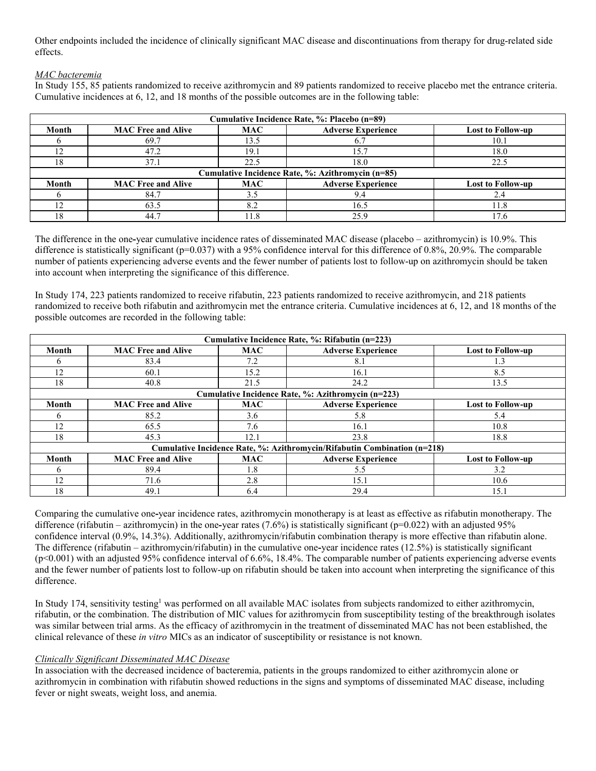Other endpoints included the incidence of clinically significant MAC disease and discontinuations from therapy for drug-related side effects.

*MAC bacteremia*

In Study 155, 85 patients randomized to receive azithromycin and 89 patients randomized to receive placebo met the entrance criteria. Cumulative incidences at 6, 12, and 18 months of the possible outcomes are in the following table:

| Cumulative Incidence Rate, %: Placebo (n=89) | | | | |
|---|---|---|---|---|
| **Month** | **MAC Free and Alive** | **MAC** | **Adverse Experience** | **Lost to Follow-up** |
| 6 | 69.7 | 13.5 | 6.7 | 10.1 |
| 12 | 47.2 | 19.1 | 15.7 | 18.0 |
| 18 | 37.1 | 22.5 | 18.0 | 22.5 |
| **Cumulative Incidence Rate, %: Azithromycin (n=85)** | | | | |
| **Month** | **MAC Free and Alive** | **MAC** | **Adverse Experience** | **Lost to Follow-up** |
| 6 | 84.7 | 3.5 | 9.4 | 2.4 |
| 12 | 63.5 | 8.2 | 16.5 | 11.8 |
| 18 | 44.7 | 11.8 | 25.9 | 17.6 |

The difference in the one-year cumulative incidence rates of disseminated MAC disease (placebo – azithromycin) is 10.9%. This difference is statistically significant (p=0.037) with a 95% confidence interval for this difference of 0.8%, 20.9%. The comparable number of patients experiencing adverse events and the fewer number of patients lost to follow-up on azithromycin should be taken into account when interpreting the significance of this difference.

In Study 174, 223 patients randomized to receive rifabutin, 223 patients randomized to receive azithromycin, and 218 patients randomized to receive both rifabutin and azithromycin met the entrance criteria. Cumulative incidences at 6, 12, and 18 months of the possible outcomes are recorded in the following table:

| Cumulative Incidence Rate, %: Rifabutin (n=223) | | | | |
|---|---|---|---|---|
| **Month** | **MAC Free and Alive** | **MAC** | **Adverse Experience** | **Lost to Follow-up** |
| 6 | 83.4 | 7.2 | 8.1 | 1.3 |
| 12 | 60.1 | 15.2 | 16.1 | 8.5 |
| 18 | 40.8 | 21.5 | 24.2 | 13.5 |
| **Cumulative Incidence Rate, %: Azithromycin (n=223)** | | | | |
| **Month** | **MAC Free and Alive** | **MAC** | **Adverse Experience** | **Lost to Follow-up** |
| 6 | 85.2 | 3.6 | 5.8 | 5.4 |
| 12 | 65.5 | 7.6 | 16.1 | 10.8 |
| 18 | 45.3 | 12.1 | 23.8 | 18.8 |
| **Cumulative Incidence Rate, %: Azithromycin/Rifabutin Combination (n=218)** | | | | |
| **Month** | **MAC Free and Alive** | **MAC** | **Adverse Experience** | **Lost to Follow-up** |
| 6 | 89.4 | 1.8 | 5.5 | 3.2 |
| 12 | 71.6 | 2.8 | 15.1 | 10.6 |
| 18 | 49.1 | 6.4 | 29.4 | 15.1 |

Comparing the cumulative one-year incidence rates, azithromycin monotherapy is at least as effective as rifabutin monotherapy. The difference (rifabutin – azithromycin) in the one-year rates (7.6%) is statistically significant (p=0.022) with an adjusted 95% confidence interval (0.9%, 14.3%). Additionally, azithromycin/rifabutin combination therapy is more effective than rifabutin alone. The difference (rifabutin – azithromycin/rifabutin) in the cumulative one-year incidence rates (12.5%) is statistically significant (p<0.001) with an adjusted 95% confidence interval of 6.6%, 18.4%. The comparable number of patients experiencing adverse events and the fewer number of patients lost to follow-up on rifabutin should be taken into account when interpreting the significance of this difference.

In Study 174, sensitivity testing[1] was performed on all available MAC isolates from subjects randomized to either azithromycin, rifabutin, or the combination. The distribution of MIC values for azithromycin from susceptibility testing of the breakthrough isolates was similar between trial arms. As the efficacy of azithromycin in the treatment of disseminated MAC has not been established, the clinical relevance of these *in vitro* MICs as an indicator of susceptibility or resistance is not known.

*Clinically Significant Disseminated MAC Disease*

In association with the decreased incidence of bacteremia, patients in the groups randomized to either azithromycin alone or azithromycin in combination with rifabutin showed reductions in the signs and symptoms of disseminated MAC disease, including fever or night sweats, weight loss, and anemia.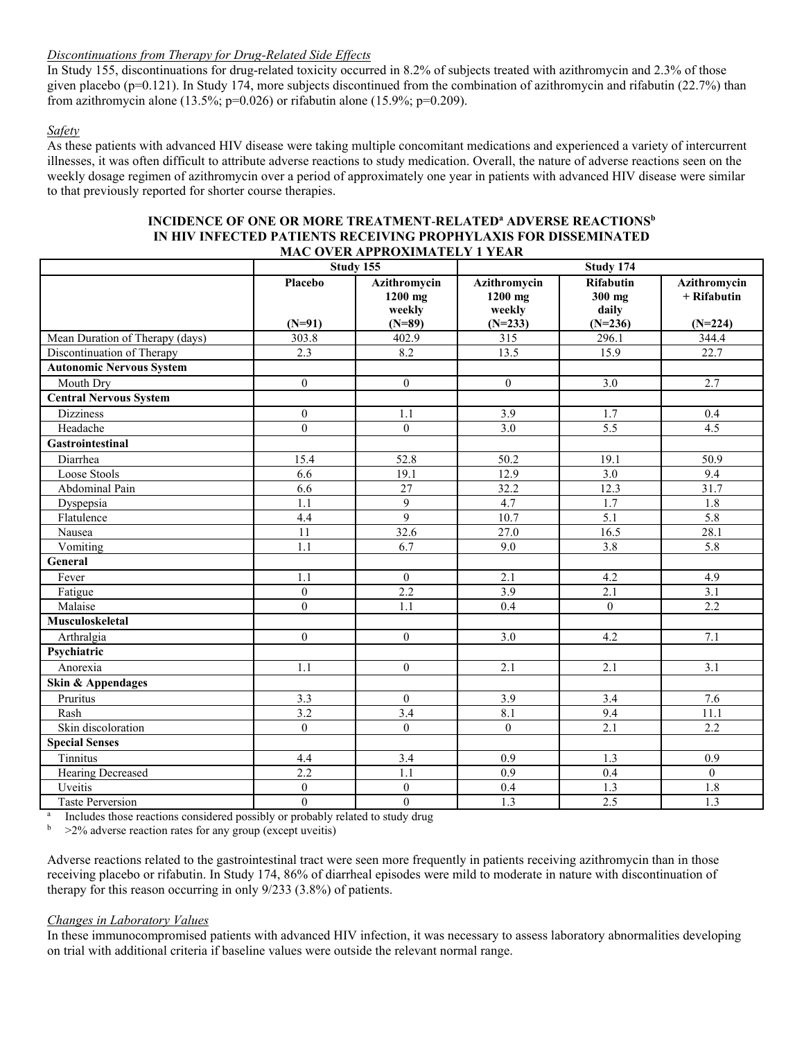*Discontinuations from Therapy for Drug-Related Side Effects*

In Study 155, discontinuations for drug-related toxicity occurred in 8.2% of subjects treated with azithromycin and 2.3% of those given placebo (p=0.121). In Study 174, more subjects discontinued from the combination of azithromycin and rifabutin (22.7%) than from azithromycin alone (13.5%; p=0.026) or rifabutin alone (15.9%; p=0.209).

*Safety*

As these patients with advanced HIV disease were taking multiple concomitant medications and experienced a variety of intercurrent illnesses, it was often difficult to attribute adverse reactions to study medication. Overall, the nature of adverse reactions seen on the weekly dosage regimen of azithromycin over a period of approximately one year in patients with advanced HIV disease were similar to that previously reported for shorter course therapies.

**INCIDENCE OF ONE OR MORE TREATMENT-RELATED[a] ADVERSE REACTIONS[b] IN HIV INFECTED PATIENTS RECEIVING PROPHYLAXIS FOR DISSEMINATED MAC OVER APPROXIMATELY 1 YEAR**

| | Study 155 | | Study 174 | | |
|---|---|---|---|---|---|
| | **Placebo (N=91)** | **Azithromycin 1200 mg weekly (N=89)** | **Azithromycin 1200 mg weekly (N=233)** | **Rifabutin 300 mg daily (N=236)** | **Azithromycin + Rifabutin (N=224)** |
| Mean Duration of Therapy (days) | 303.8 | 402.9 | 315 | 296.1 | 344.4 |
| Discontinuation of Therapy | 2.3 | 8.2 | 13.5 | 15.9 | 22.7 |
| **Autonomic Nervous System** | | | | | |
| Mouth Dry | 0 | 0 | 0 | 3.0 | 2.7 |
| **Central Nervous System** | | | | | |
| Dizziness | 0 | 1.1 | 3.9 | 1.7 | 0.4 |
| Headache | 0 | 0 | 3.0 | 5.5 | 4.5 |
| **Gastrointestinal** | | | | | |
| Diarrhea | 15.4 | 52.8 | 50.2 | 19.1 | 50.9 |
| Loose Stools | 6.6 | 19.1 | 12.9 | 3.0 | 9.4 |
| Abdominal Pain | 6.6 | 27 | 32.2 | 12.3 | 31.7 |
| Dyspepsia | 1.1 | 9 | 4.7 | 1.7 | 1.8 |
| Flatulence | 4.4 | 9 | 10.7 | 5.1 | 5.8 |
| Nausea | 11 | 32.6 | 27.0 | 16.5 | 28.1 |
| Vomiting | 1.1 | 6.7 | 9.0 | 3.8 | 5.8 |
| **General** | | | | | |
| Fever | 1.1 | 0 | 2.1 | 4.2 | 4.9 |
| Fatigue | 0 | 2.2 | 3.9 | 2.1 | 3.1 |
| Malaise | 0 | 1.1 | 0.4 | 0 | 2.2 |
| **Musculoskeletal** | | | | | |
| Arthralgia | 0 | 0 | 3.0 | 4.2 | 7.1 |
| **Psychiatric** | | | | | |
| Anorexia | 1.1 | 0 | 2.1 | 2.1 | 3.1 |
| **Skin & Appendages** | | | | | |
| Pruritus | 3.3 | 0 | 3.9 | 3.4 | 7.6 |
| Rash | 3.2 | 3.4 | 8.1 | 9.4 | 11.1 |
| Skin discoloration | 0 | 0 | 0 | 2.1 | 2.2 |
| **Special Senses** | | | | | |
| Tinnitus | 4.4 | 3.4 | 0.9 | 1.3 | 0.9 |
| Hearing Decreased | 2.2 | 1.1 | 0.9 | 0.4 | 0 |
| Uveitis | 0 | 0 | 0.4 | 1.3 | 1.8 |
| Taste Perversion | 0 | 0 | 1.3 | 2.5 | 1.3 |

[a] Includes those reactions considered possibly or probably related to study drug
[b] >2% adverse reaction rates for any group (except uveitis)

Adverse reactions related to the gastrointestinal tract were seen more frequently in patients receiving azithromycin than in those receiving placebo or rifabutin. In Study 174, 86% of diarrheal episodes were mild to moderate in nature with discontinuation of therapy for this reason occurring in only 9/233 (3.8%) of patients.

*Changes in Laboratory Values*

In these immunocompromised patients with advanced HIV infection, it was necessary to assess laboratory abnormalities developing on trial with additional criteria if baseline values were outside the relevant normal range.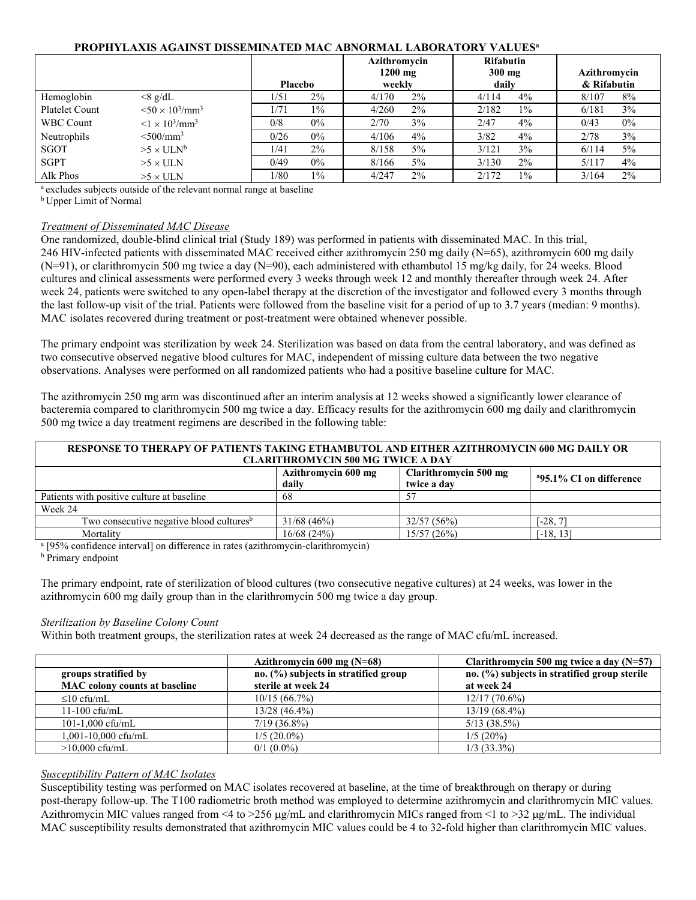**PROPHYLAXIS AGAINST DISSEMINATED MAC ABNORMAL LABORATORY VALUES[a]**

| | | Placebo | | Azithromycin 1200 mg weekly | | Rifabutin 300 mg daily | | Azithromycin & Rifabutin | |
|---|---|---|---|---|---|---|---|---|---|
| Hemoglobin | <8 g/dL | 1/51 | 2% | 4/170 | 2% | 4/114 | 4% | 8/107 | 8% |
| Platelet Count | $<50 \times 10^3/\text{mm}^3$ | 1/71 | 1% | 4/260 | 2% | 2/182 | 1% | 6/181 | 3% |
| WBC Count | $<1 \times 10^3/\text{mm}^3$ | 0/8 | 0% | 2/70 | 3% | 2/47 | 4% | 0/43 | 0% |
| Neutrophils | $<500/\text{mm}^3$ | 0/26 | 0% | 4/106 | 4% | 3/82 | 4% | 2/78 | 3% |
| SGOT | >5 × ULN[b] | 1/41 | 2% | 8/158 | 5% | 3/121 | 3% | 6/114 | 5% |
| SGPT | >5 × ULN | 0/49 | 0% | 8/166 | 5% | 3/130 | 2% | 5/117 | 4% |
| Alk Phos | >5 × ULN | 1/80 | 1% | 4/247 | 2% | 2/172 | 1% | 3/164 | 2% |

[a] excludes subjects outside of the relevant normal range at baseline
[b] Upper Limit of Normal

*Treatment of Disseminated MAC Disease*

One randomized, double-blind clinical trial (Study 189) was performed in patients with disseminated MAC. In this trial, 246 HIV-infected patients with disseminated MAC received either azithromycin 250 mg daily (N=65), azithromycin 600 mg daily (N=91), or clarithromycin 500 mg twice a day (N=90), each administered with ethambutol 15 mg/kg daily, for 24 weeks. Blood cultures and clinical assessments were performed every 3 weeks through week 12 and monthly thereafter through week 24. After week 24, patients were switched to any open-label therapy at the discretion of the investigator and followed every 3 months through the last follow-up visit of the trial. Patients were followed from the baseline visit for a period of up to 3.7 years (median: 9 months). MAC isolates recovered during treatment or post-treatment were obtained whenever possible.

The primary endpoint was sterilization by week 24. Sterilization was based on data from the central laboratory, and was defined as two consecutive observed negative blood cultures for MAC, independent of missing culture data between the two negative observations. Analyses were performed on all randomized patients who had a positive baseline culture for MAC.

The azithromycin 250 mg arm was discontinued after an interim analysis at 12 weeks showed a significantly lower clearance of bacteremia compared to clarithromycin 500 mg twice a day. Efficacy results for the azithromycin 600 mg daily and clarithromycin 500 mg twice a day treatment regimens are described in the following table:

**RESPONSE TO THERAPY OF PATIENTS TAKING ETHAMBUTOL AND EITHER AZITHROMYCIN 600 MG DAILY OR CLARITHROMYCIN 500 MG TWICE A DAY**

| | Azithromycin 600 mg daily | Clarithromycin 500 mg twice a day | [a]95.1% CI on difference |
|---|---|---|---|
| Patients with positive culture at baseline | 68 | 57 | |
| Week 24 | | | |
| Two consecutive negative blood cultures[b] | 31/68 (46%) | 32/57 (56%) | [-28, 7] |
| Mortality | 16/68 (24%) | 15/57 (26%) | [-18, 13] |

[a] [95% confidence interval] on difference in rates (azithromycin-clarithromycin)
[b] Primary endpoint

The primary endpoint, rate of sterilization of blood cultures (two consecutive negative cultures) at 24 weeks, was lower in the azithromycin 600 mg daily group than in the clarithromycin 500 mg twice a day group.

*Sterilization by Baseline Colony Count*

Within both treatment groups, the sterilization rates at week 24 decreased as the range of MAC cfu/mL increased.

| groups stratified by MAC colony counts at baseline | Azithromycin 600 mg (N=68) no. (%) subjects in stratified group sterile at week 24 | Clarithromycin 500 mg twice a day (N=57) no. (%) subjects in stratified group sterile at week 24 |
|---|---|---|
| ≤10 cfu/mL | 10/15 (66.7%) | 12/17 (70.6%) |
| 11-100 cfu/mL | 13/28 (46.4%) | 13/19 (68.4%) |
| 101-1,000 cfu/mL | 7/19 (36.8%) | 5/13 (38.5%) |
| 1,001-10,000 cfu/mL | 1/5 (20.0%) | 1/5 (20%) |
| >10,000 cfu/mL | 0/1 (0.0%) | 1/3 (33.3%) |

*Susceptibility Pattern of MAC Isolates*

Susceptibility testing was performed on MAC isolates recovered at baseline, at the time of breakthrough on therapy or during post-therapy follow-up. The T100 radiometric broth method was employed to determine azithromycin and clarithromycin MIC values. Azithromycin MIC values ranged from <4 to >256 μg/mL and clarithromycin MICs ranged from <1 to >32 μg/mL. The individual MAC susceptibility results demonstrated that azithromycin MIC values could be 4 to 32-fold higher than clarithromycin MIC values.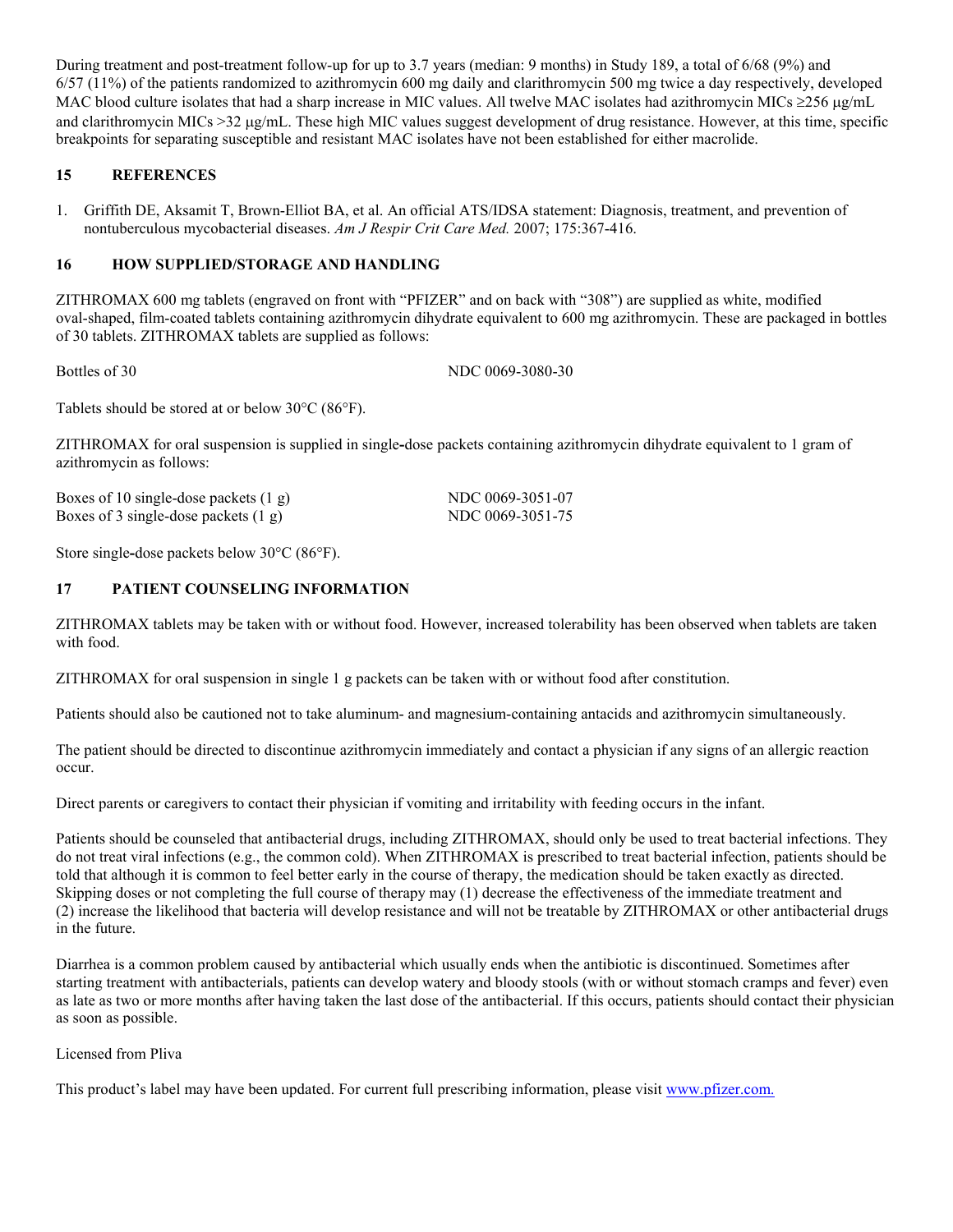During treatment and post-treatment follow-up for up to 3.7 years (median: 9 months) in Study 189, a total of 6/68 (9%) and 6/57 (11%) of the patients randomized to azithromycin 600 mg daily and clarithromycin 500 mg twice a day respectively, developed MAC blood culture isolates that had a sharp increase in MIC values. All twelve MAC isolates had azithromycin MICs ≥256 μg/mL and clarithromycin MICs >32 μg/mL. These high MIC values suggest development of drug resistance. However, at this time, specific breakpoints for separating susceptible and resistant MAC isolates have not been established for either macrolide.

## 15 REFERENCES

1. Griffith DE, Aksamit T, Brown-Elliot BA, et al. An official ATS/IDSA statement: Diagnosis, treatment, and prevention of nontuberculous mycobacterial diseases. *Am J Respir Crit Care Med.* 2007; 175:367-416.

## 16 HOW SUPPLIED/STORAGE AND HANDLING

ZITHROMAX 600 mg tablets (engraved on front with "PFIZER" and on back with "308") are supplied as white, modified oval-shaped, film-coated tablets containing azithromycin dihydrate equivalent to 600 mg azithromycin. These are packaged in bottles of 30 tablets. ZITHROMAX tablets are supplied as follows:

| | |
|---|---|
| Bottles of 30 | NDC 0069-3080-30 |

Tablets should be stored at or below 30°C (86°F).

ZITHROMAX for oral suspension is supplied in single-dose packets containing azithromycin dihydrate equivalent to 1 gram of azithromycin as follows:

| | |
|---|---|
| Boxes of 10 single-dose packets (1 g) | NDC 0069-3051-07 |
| Boxes of 3 single-dose packets (1 g) | NDC 0069-3051-75 |

Store single-dose packets below 30°C (86°F).

## 17 PATIENT COUNSELING INFORMATION

ZITHROMAX tablets may be taken with or without food. However, increased tolerability has been observed when tablets are taken with food.

ZITHROMAX for oral suspension in single 1 g packets can be taken with or without food after constitution.

Patients should also be cautioned not to take aluminum- and magnesium-containing antacids and azithromycin simultaneously.

The patient should be directed to discontinue azithromycin immediately and contact a physician if any signs of an allergic reaction occur.

Direct parents or caregivers to contact their physician if vomiting and irritability with feeding occurs in the infant.

Patients should be counseled that antibacterial drugs, including ZITHROMAX, should only be used to treat bacterial infections. They do not treat viral infections (e.g., the common cold). When ZITHROMAX is prescribed to treat bacterial infection, patients should be told that although it is common to feel better early in the course of therapy, the medication should be taken exactly as directed. Skipping doses or not completing the full course of therapy may (1) decrease the effectiveness of the immediate treatment and (2) increase the likelihood that bacteria will develop resistance and will not be treatable by ZITHROMAX or other antibacterial drugs in the future.

Diarrhea is a common problem caused by antibacterial which usually ends when the antibiotic is discontinued. Sometimes after starting treatment with antibacterials, patients can develop watery and bloody stools (with or without stomach cramps and fever) even as late as two or more months after having taken the last dose of the antibacterial. If this occurs, patients should contact their physician as soon as possible.

Licensed from Pliva

This product's label may have been updated. For current full prescribing information, please visit www.pfizer.com.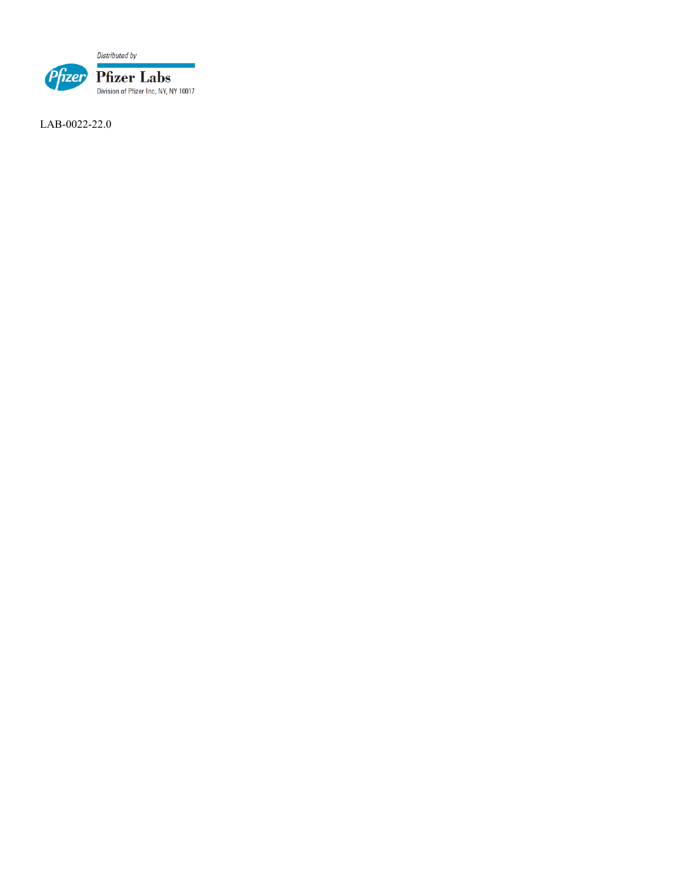Distributed by

**Pfizer Labs**

Division of Pfizer Inc, NY, NY 10017

LAB-0022-22.0